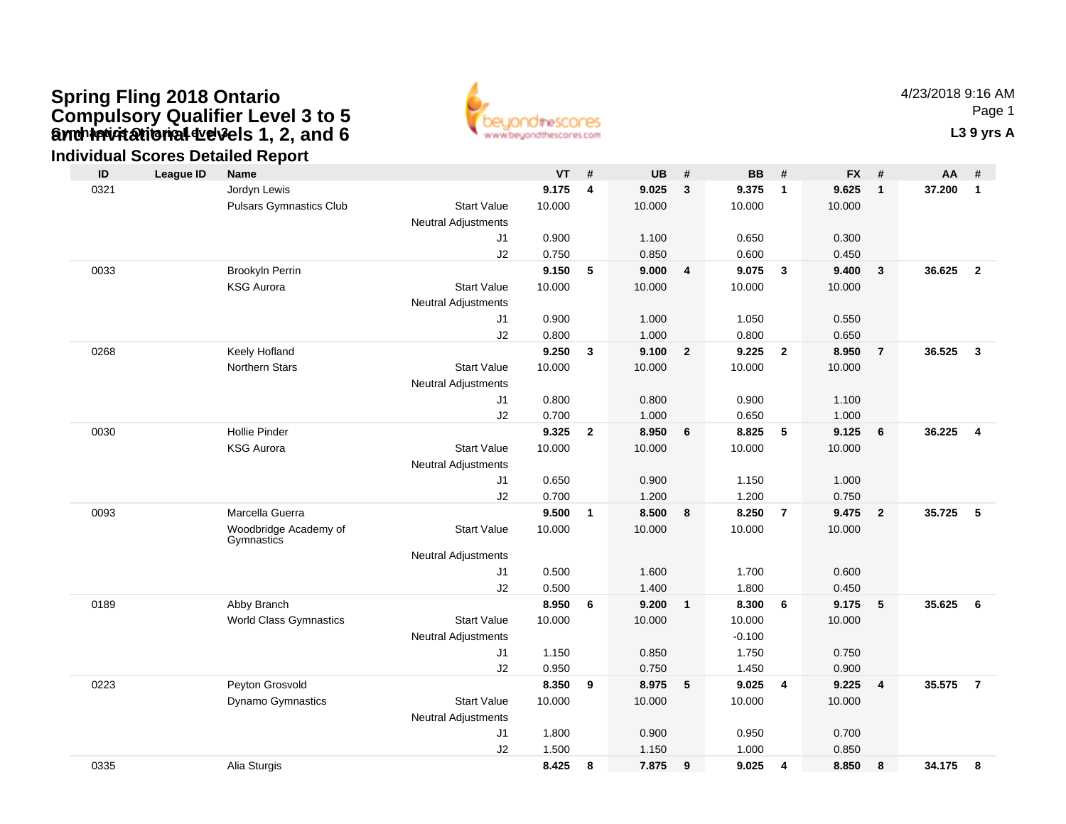# Spring Fling 2018 Ontario Compulsory Qualifier Level 3 to 5 and Invitational Levels 1, 2, and 6

## Gymnastics Ontario Level 3

## Individual Scores Detailed Report

4/23/2018 9:16 AM

**L3 9 yrs A**

| ID | League ID | Name | | VT | # | UB | # | BB | # | FX | # | AA | # |
|---|---|---|---|---|---|---|---|---|---|---|---|---|---|
| 0321 | | Jordyn Lewis | | **9.175** | **4** | **9.025** | **3** | **9.375** | **1** | **9.625** | **1** | **37.200** | **1** |
| | | Pulsars Gymnastics Club | Start Value | 10.000 | | 10.000 | | 10.000 | | 10.000 | | | |
| | | | Neutral Adjustments | | | | | | | | | | |
| | | | J1 | 0.900 | | 1.100 | | 0.650 | | 0.300 | | | |
| | | | J2 | 0.750 | | 0.850 | | 0.600 | | 0.450 | | | |
| 0033 | | Brookyln Perrin | | **9.150** | **5** | **9.000** | **4** | **9.075** | **3** | **9.400** | **3** | **36.625** | **2** |
| | | KSG Aurora | Start Value | 10.000 | | 10.000 | | 10.000 | | 10.000 | | | |
| | | | Neutral Adjustments | | | | | | | | | | |
| | | | J1 | 0.900 | | 1.000 | | 1.050 | | 0.550 | | | |
| | | | J2 | 0.800 | | 1.000 | | 0.800 | | 0.650 | | | |
| 0268 | | Keely Hofland | | **9.250** | **3** | **9.100** | **2** | **9.225** | **2** | **8.950** | **7** | **36.525** | **3** |
| | | Northern Stars | Start Value | 10.000 | | 10.000 | | 10.000 | | 10.000 | | | |
| | | | Neutral Adjustments | | | | | | | | | | |
| | | | J1 | 0.800 | | 0.800 | | 0.900 | | 1.100 | | | |
| | | | J2 | 0.700 | | 1.000 | | 0.650 | | 1.000 | | | |
| 0030 | | Hollie Pinder | | **9.325** | **2** | **8.950** | **6** | **8.825** | **5** | **9.125** | **6** | **36.225** | **4** |
| | | KSG Aurora | Start Value | 10.000 | | 10.000 | | 10.000 | | 10.000 | | | |
| | | | Neutral Adjustments | | | | | | | | | | |
| | | | J1 | 0.650 | | 0.900 | | 1.150 | | 1.000 | | | |
| | | | J2 | 0.700 | | 1.200 | | 1.200 | | 0.750 | | | |
| 0093 | | Marcella Guerra | | **9.500** | **1** | **8.500** | **8** | **8.250** | **7** | **9.475** | **2** | **35.725** | **5** |
| | | Woodbridge Academy of Gymnastics | Start Value | 10.000 | | 10.000 | | 10.000 | | 10.000 | | | |
| | | | Neutral Adjustments | | | | | | | | | | |
| | | | J1 | 0.500 | | 1.600 | | 1.700 | | 0.600 | | | |
| | | | J2 | 0.500 | | 1.400 | | 1.800 | | 0.450 | | | |
| 0189 | | Abby Branch | | **8.950** | **6** | **9.200** | **1** | **8.300** | **6** | **9.175** | **5** | **35.625** | **6** |
| | | World Class Gymnastics | Start Value | 10.000 | | 10.000 | | 10.000 | | 10.000 | | | |
| | | | Neutral Adjustments | | | | | -0.100 | | | | | |
| | | | J1 | 1.150 | | 0.850 | | 1.750 | | 0.750 | | | |
| | | | J2 | 0.950 | | 0.750 | | 1.450 | | 0.900 | | | |
| 0223 | | Peyton Grosvold | | **8.350** | **9** | **8.975** | **5** | **9.025** | **4** | **9.225** | **4** | **35.575** | **7** |
| | | Dynamo Gymnastics | Start Value | 10.000 | | 10.000 | | 10.000 | | 10.000 | | | |
| | | | Neutral Adjustments | | | | | | | | | | |
| | | | J1 | 1.800 | | 0.900 | | 0.950 | | 0.700 | | | |
| | | | J2 | 1.500 | | 1.150 | | 1.000 | | 0.850 | | | |
| 0335 | | Alia Sturgis | | **8.425** | **8** | **7.875** | **9** | **9.025** | **4** | **8.850** | **8** | **34.175** | **8** |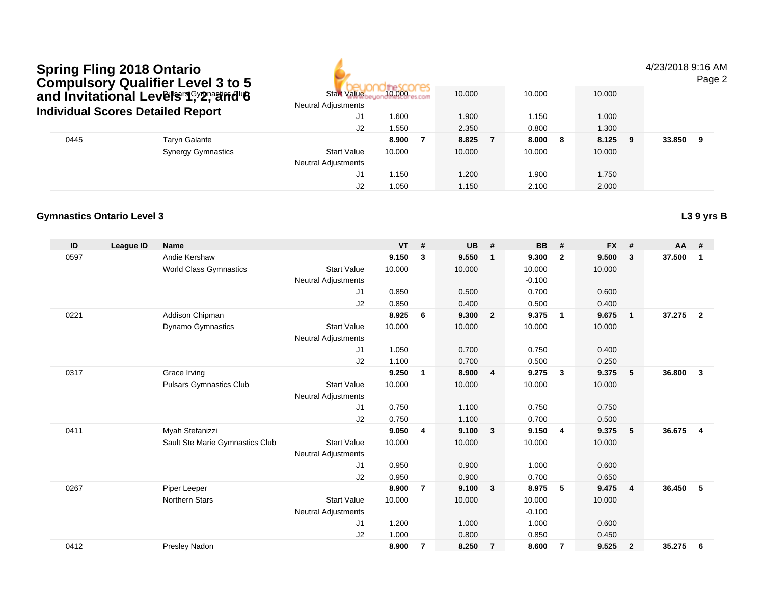# Spring Fling 2018 Ontario Compulsory Qualifier Level 3 to 5 and Invitational Levels 1, 2, and 6

## Individual Scores Detailed Report

4/23/2018 9:16 AM

| ID | League ID | Name | | VT | # | UB | # | BB | # | FX | # | AA | # |
|---|---|---|---|---|---|---|---|---|---|---|---|---|---|
| | | Pulsars Gymnastics Club | Start Value | 10.000 | | 10.000 | | 10.000 | | 10.000 | | | |
| | | | Neutral Adjustments | | | | | | | | | | |
| | | | J1 | 1.600 | | 1.900 | | 1.150 | | 1.000 | | | |
| | | | J2 | 1.550 | | 2.350 | | 0.800 | | 1.300 | | | |
| 0445 | | Taryn Galante | | 8.900 | 7 | 8.825 | 7 | 8.000 | 8 | 8.125 | 9 | 33.850 | 9 |
| | | Synergy Gymnastics | Start Value | 10.000 | | 10.000 | | 10.000 | | 10.000 | | | |
| | | | Neutral Adjustments | | | | | | | | | | |
| | | | J1 | 1.150 | | 1.200 | | 1.900 | | 1.750 | | | |
| | | | J2 | 1.050 | | 1.150 | | 2.100 | | 2.000 | | | |

### Gymnastics Ontario Level 3

**L3 9 yrs B**

| ID | League ID | Name | | VT | # | UB | # | BB | # | FX | # | AA | # |
|---|---|---|---|---|---|---|---|---|---|---|---|---|---|
| 0597 | | Andie Kershaw | | 9.150 | 3 | 9.550 | 1 | 9.300 | 2 | 9.500 | 3 | 37.500 | 1 |
| | | World Class Gymnastics | Start Value | 10.000 | | 10.000 | | 10.000 | | 10.000 | | | |
| | | | Neutral Adjustments | | | | | -0.100 | | | | | |
| | | | J1 | 0.850 | | 0.500 | | 0.700 | | 0.600 | | | |
| | | | J2 | 0.850 | | 0.400 | | 0.500 | | 0.400 | | | |
| 0221 | | Addison Chipman | | 8.925 | 6 | 9.300 | 2 | 9.375 | 1 | 9.675 | 1 | 37.275 | 2 |
| | | Dynamo Gymnastics | Start Value | 10.000 | | 10.000 | | 10.000 | | 10.000 | | | |
| | | | Neutral Adjustments | | | | | | | | | | |
| | | | J1 | 1.050 | | 0.700 | | 0.750 | | 0.400 | | | |
| | | | J2 | 1.100 | | 0.700 | | 0.500 | | 0.250 | | | |
| 0317 | | Grace Irving | | 9.250 | 1 | 8.900 | 4 | 9.275 | 3 | 9.375 | 5 | 36.800 | 3 |
| | | Pulsars Gymnastics Club | Start Value | 10.000 | | 10.000 | | 10.000 | | 10.000 | | | |
| | | | Neutral Adjustments | | | | | | | | | | |
| | | | J1 | 0.750 | | 1.100 | | 0.750 | | 0.750 | | | |
| | | | J2 | 0.750 | | 1.100 | | 0.700 | | 0.500 | | | |
| 0411 | | Myah Stefanizzi | | 9.050 | 4 | 9.100 | 3 | 9.150 | 4 | 9.375 | 5 | 36.675 | 4 |
| | | Sault Ste Marie Gymnastics Club | Start Value | 10.000 | | 10.000 | | 10.000 | | 10.000 | | | |
| | | | Neutral Adjustments | | | | | | | | | | |
| | | | J1 | 0.950 | | 0.900 | | 1.000 | | 0.600 | | | |
| | | | J2 | 0.950 | | 0.900 | | 0.700 | | 0.650 | | | |
| 0267 | | Piper Leeper | | 8.900 | 7 | 9.100 | 3 | 8.975 | 5 | 9.475 | 4 | 36.450 | 5 |
| | | Northern Stars | Start Value | 10.000 | | 10.000 | | 10.000 | | 10.000 | | | |
| | | | Neutral Adjustments | | | | | -0.100 | | | | | |
| | | | J1 | 1.200 | | 1.000 | | 1.000 | | 0.600 | | | |
| | | | J2 | 1.000 | | 0.800 | | 0.850 | | 0.450 | | | |
| 0412 | | Presley Nadon | | 8.900 | 7 | 8.250 | 7 | 8.600 | 7 | 9.525 | 2 | 35.275 | 6 |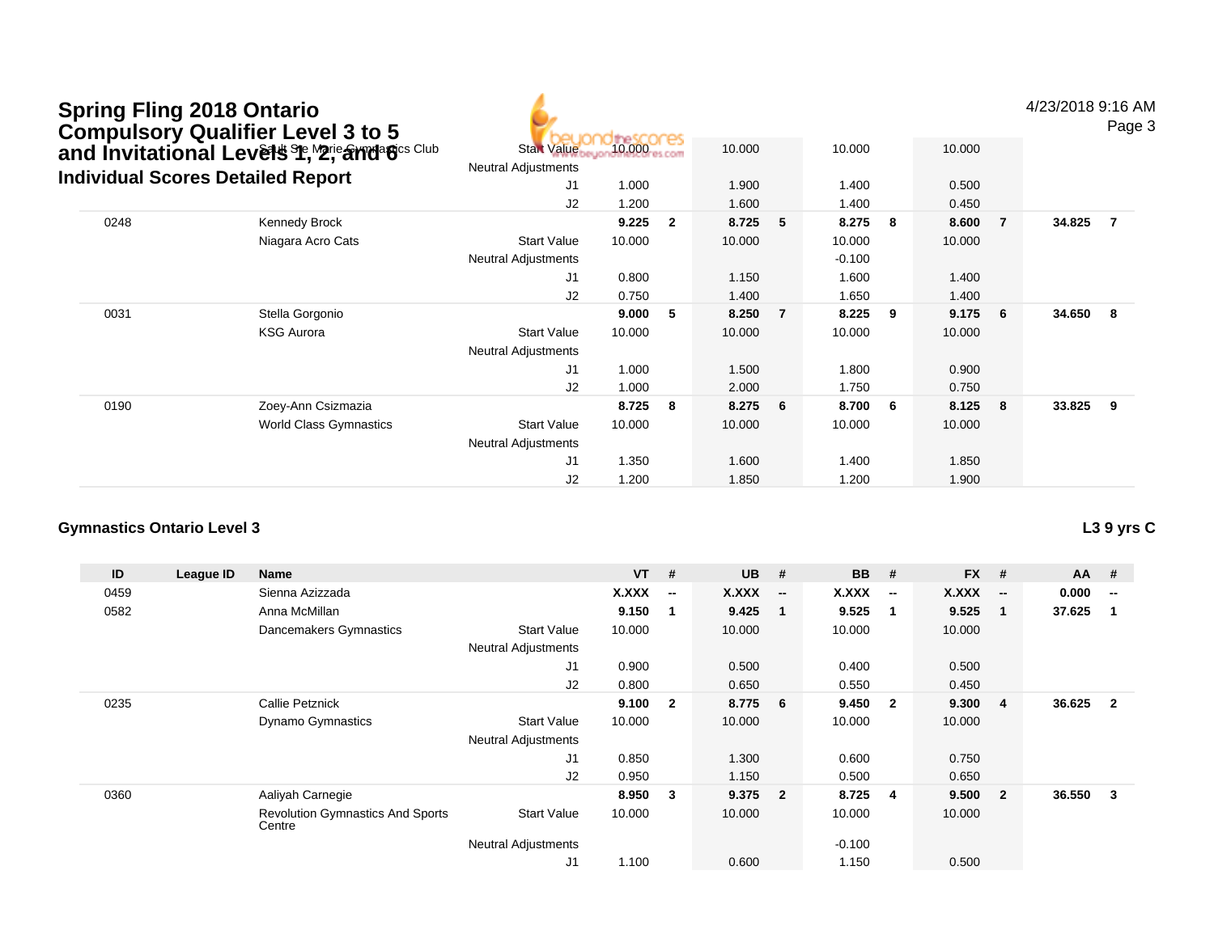| ID | League ID | Name | | VT | # | UB | # | BB | # | FX | # | AA | # |
|---|---|---|---|---|---|---|---|---|---|---|---|---|---|
| | | Sault Ste Marie Gymnastics Club | Start Value | 10.000 | | 10.000 | | 10.000 | | 10.000 | | | |
| | | | Neutral Adjustments | | | | | | | | | | |
| | | | J1 | 1.000 | | 1.900 | | 1.400 | | 0.500 | | | |
| | | | J2 | 1.200 | | 1.600 | | 1.400 | | 0.450 | | | |
| 0248 | | Kennedy Brock | | **9.225** | **2** | **8.725** | **5** | **8.275** | **8** | **8.600** | **7** | **34.825** | **7** |
| | | Niagara Acro Cats | Start Value | 10.000 | | 10.000 | | 10.000 | | 10.000 | | | |
| | | | Neutral Adjustments | | | | | -0.100 | | | | | |
| | | | J1 | 0.800 | | 1.150 | | 1.600 | | 1.400 | | | |
| | | | J2 | 0.750 | | 1.400 | | 1.650 | | 1.400 | | | |
| 0031 | | Stella Gorgonio | | **9.000** | **5** | **8.250** | **7** | **8.225** | **9** | **9.175** | **6** | **34.650** | **8** |
| | | KSG Aurora | Start Value | 10.000 | | 10.000 | | 10.000 | | 10.000 | | | |
| | | | Neutral Adjustments | | | | | | | | | | |
| | | | J1 | 1.000 | | 1.500 | | 1.800 | | 0.900 | | | |
| | | | J2 | 1.000 | | 2.000 | | 1.750 | | 0.750 | | | |
| 0190 | | Zoey-Ann Csizmazia | | **8.725** | **8** | **8.275** | **6** | **8.700** | **6** | **8.125** | **8** | **33.825** | **9** |
| | | World Class Gymnastics | Start Value | 10.000 | | 10.000 | | 10.000 | | 10.000 | | | |
| | | | Neutral Adjustments | | | | | | | | | | |
| | | | J1 | 1.350 | | 1.600 | | 1.400 | | 1.850 | | | |
| | | | J2 | 1.200 | | 1.850 | | 1.200 | | 1.900 | | | |

### Gymnastics Ontario Level 3

**L3 9 yrs C**

| ID | League ID | Name | | VT | # | UB | # | BB | # | FX | # | AA | # |
|---|---|---|---|---|---|---|---|---|---|---|---|---|---|
| 0459 | | Sienna Azizzada | | **X.XXX** | **--** | **X.XXX** | **--** | **X.XXX** | **--** | **X.XXX** | **--** | **0.000** | **--** |
| 0582 | | Anna McMillan | | **9.150** | **1** | **9.425** | **1** | **9.525** | **1** | **9.525** | **1** | **37.625** | **1** |
| | | Dancemakers Gymnastics | Start Value | 10.000 | | 10.000 | | 10.000 | | 10.000 | | | |
| | | | Neutral Adjustments | | | | | | | | | | |
| | | | J1 | 0.900 | | 0.500 | | 0.400 | | 0.500 | | | |
| | | | J2 | 0.800 | | 0.650 | | 0.550 | | 0.450 | | | |
| 0235 | | Callie Petznick | | **9.100** | **2** | **8.775** | **6** | **9.450** | **2** | **9.300** | **4** | **36.625** | **2** |
| | | Dynamo Gymnastics | Start Value | 10.000 | | 10.000 | | 10.000 | | 10.000 | | | |
| | | | Neutral Adjustments | | | | | | | | | | |
| | | | J1 | 0.850 | | 1.300 | | 0.600 | | 0.750 | | | |
| | | | J2 | 0.950 | | 1.150 | | 0.500 | | 0.650 | | | |
| 0360 | | Aaliyah Carnegie | | **8.950** | **3** | **9.375** | **2** | **8.725** | **4** | **9.500** | **2** | **36.550** | **3** |
| | | Revolution Gymnastics And Sports Centre | Start Value | 10.000 | | 10.000 | | 10.000 | | 10.000 | | | |
| | | | Neutral Adjustments | | | | | -0.100 | | | | | |
| | | | J1 | 1.100 | | 0.600 | | 1.150 | | 0.500 | | | |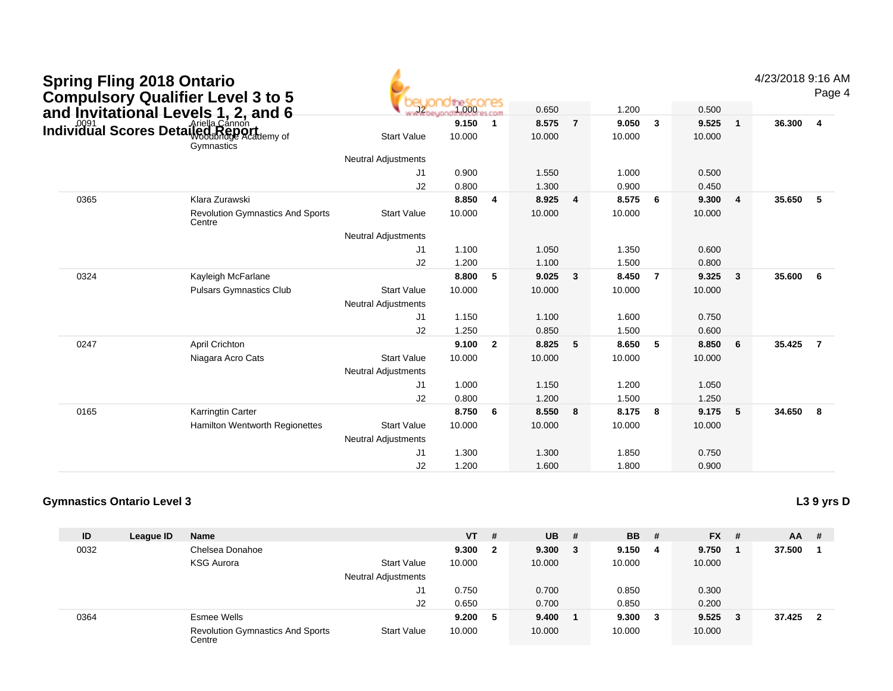# Spring Fling 2018 Ontario Compulsory Qualifier Level 3 to 5 and Invitational Levels 1, 2, and 6

## Individual Scores Detailed Report

4/23/2018 9:16 AM

| ID | League ID | Name | | VT | # | UB | # | BB | # | FX | # | AA | # |
|---|---|---|---|---|---|---|---|---|---|---|---|---|---|
| | | | J2 | 1.000 | | 0.650 | | 1.200 | | 0.500 | | | |
| 0091 | | Ariella Cannon | | **9.150** | **1** | **8.575** | **7** | **9.050** | **3** | **9.525** | **1** | **36.300** | **4** |
| | | Woodbridge Academy of Gymnastics | Start Value | 10.000 | | 10.000 | | 10.000 | | 10.000 | | | |
| | | | Neutral Adjustments | | | | | | | | | | |
| | | | J1 | 0.900 | | 1.550 | | 1.000 | | 0.500 | | | |
| | | | J2 | 0.800 | | 1.300 | | 0.900 | | 0.450 | | | |
| 0365 | | Klara Zurawski | | **8.850** | **4** | **8.925** | **4** | **8.575** | **6** | **9.300** | **4** | **35.650** | **5** |
| | | Revolution Gymnastics And Sports Centre | Start Value | 10.000 | | 10.000 | | 10.000 | | 10.000 | | | |
| | | | Neutral Adjustments | | | | | | | | | | |
| | | | J1 | 1.100 | | 1.050 | | 1.350 | | 0.600 | | | |
| | | | J2 | 1.200 | | 1.100 | | 1.500 | | 0.800 | | | |
| 0324 | | Kayleigh McFarlane | | **8.800** | **5** | **9.025** | **3** | **8.450** | **7** | **9.325** | **3** | **35.600** | **6** |
| | | Pulsars Gymnastics Club | Start Value | 10.000 | | 10.000 | | 10.000 | | 10.000 | | | |
| | | | Neutral Adjustments | | | | | | | | | | |
| | | | J1 | 1.150 | | 1.100 | | 1.600 | | 0.750 | | | |
| | | | J2 | 1.250 | | 0.850 | | 1.500 | | 0.600 | | | |
| 0247 | | April Crichton | | **9.100** | **2** | **8.825** | **5** | **8.650** | **5** | **8.850** | **6** | **35.425** | **7** |
| | | Niagara Acro Cats | Start Value | 10.000 | | 10.000 | | 10.000 | | 10.000 | | | |
| | | | Neutral Adjustments | | | | | | | | | | |
| | | | J1 | 1.000 | | 1.150 | | 1.200 | | 1.050 | | | |
| | | | J2 | 0.800 | | 1.200 | | 1.500 | | 1.250 | | | |
| 0165 | | Karringtin Carter | | **8.750** | **6** | **8.550** | **8** | **8.175** | **8** | **9.175** | **5** | **34.650** | **8** |
| | | Hamilton Wentworth Regionettes | Start Value | 10.000 | | 10.000 | | 10.000 | | 10.000 | | | |
| | | | Neutral Adjustments | | | | | | | | | | |
| | | | J1 | 1.300 | | 1.300 | | 1.850 | | 0.750 | | | |
| | | | J2 | 1.200 | | 1.600 | | 1.800 | | 0.900 | | | |

### Gymnastics Ontario Level 3

**L3 9 yrs D**

| ID | League ID | Name | | VT | # | UB | # | BB | # | FX | # | AA | # |
|---|---|---|---|---|---|---|---|---|---|---|---|---|---|
| 0032 | | Chelsea Donahoe | | **9.300** | **2** | **9.300** | **3** | **9.150** | **4** | **9.750** | **1** | **37.500** | **1** |
| | | KSG Aurora | Start Value | 10.000 | | 10.000 | | 10.000 | | 10.000 | | | |
| | | | Neutral Adjustments | | | | | | | | | | |
| | | | J1 | 0.750 | | 0.700 | | 0.850 | | 0.300 | | | |
| | | | J2 | 0.650 | | 0.700 | | 0.850 | | 0.200 | | | |
| 0364 | | Esmee Wells | | **9.200** | **5** | **9.400** | **1** | **9.300** | **3** | **9.525** | **3** | **37.425** | **2** |
| | | Revolution Gymnastics And Sports Centre | Start Value | 10.000 | | 10.000 | | 10.000 | | 10.000 | | | |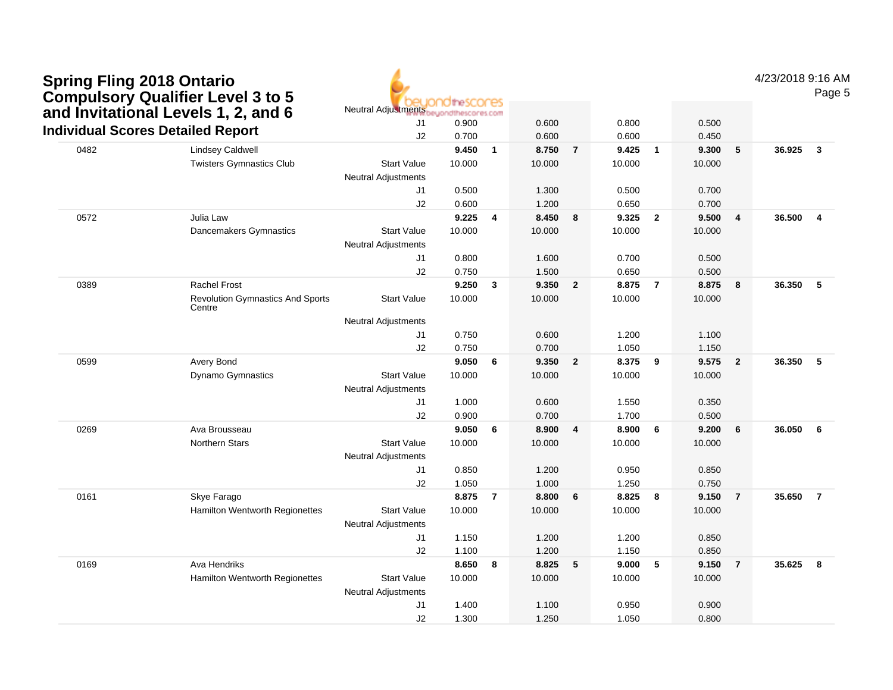# Spring Fling 2018 Ontario Compulsory Qualifier Level 3 to 5 and Invitational Levels 1, 2, and 6

## Individual Scores Detailed Report

4/23/2018 9:16 AM

| | | | | | | | | | | | | |
|---|---|---|---|---|---|---|---|---|---|---|---|---|
| | | Neutral Adjustments | | | | | | | | | | |
| | | J1 | 0.900 | | 0.600 | | 0.800 | | 0.500 | | | |
| | | J2 | 0.700 | | 0.600 | | 0.600 | | 0.450 | | | |
| 0482 | Lindsey Caldwell | | **9.450** | **1** | **8.750** | **7** | **9.425** | **1** | **9.300** | **5** | **36.925** | **3** |
| | Twisters Gymnastics Club | Start Value | 10.000 | | 10.000 | | 10.000 | | 10.000 | | | |
| | | Neutral Adjustments | | | | | | | | | | |
| | | J1 | 0.500 | | 1.300 | | 0.500 | | 0.700 | | | |
| | | J2 | 0.600 | | 1.200 | | 0.650 | | 0.700 | | | |
| 0572 | Julia Law | | **9.225** | **4** | **8.450** | **8** | **9.325** | **2** | **9.500** | **4** | **36.500** | **4** |
| | Dancemakers Gymnastics | Start Value | 10.000 | | 10.000 | | 10.000 | | 10.000 | | | |
| | | Neutral Adjustments | | | | | | | | | | |
| | | J1 | 0.800 | | 1.600 | | 0.700 | | 0.500 | | | |
| | | J2 | 0.750 | | 1.500 | | 0.650 | | 0.500 | | | |
| 0389 | Rachel Frost | | **9.250** | **3** | **9.350** | **2** | **8.875** | **7** | **8.875** | **8** | **36.350** | **5** |
| | Revolution Gymnastics And Sports Centre | Start Value | 10.000 | | 10.000 | | 10.000 | | 10.000 | | | |
| | | Neutral Adjustments | | | | | | | | | | |
| | | J1 | 0.750 | | 0.600 | | 1.200 | | 1.100 | | | |
| | | J2 | 0.750 | | 0.700 | | 1.050 | | 1.150 | | | |
| 0599 | Avery Bond | | **9.050** | **6** | **9.350** | **2** | **8.375** | **9** | **9.575** | **2** | **36.350** | **5** |
| | Dynamo Gymnastics | Start Value | 10.000 | | 10.000 | | 10.000 | | 10.000 | | | |
| | | Neutral Adjustments | | | | | | | | | | |
| | | J1 | 1.000 | | 0.600 | | 1.550 | | 0.350 | | | |
| | | J2 | 0.900 | | 0.700 | | 1.700 | | 0.500 | | | |
| 0269 | Ava Brousseau | | **9.050** | **6** | **8.900** | **4** | **8.900** | **6** | **9.200** | **6** | **36.050** | **6** |
| | Northern Stars | Start Value | 10.000 | | 10.000 | | 10.000 | | 10.000 | | | |
| | | Neutral Adjustments | | | | | | | | | | |
| | | J1 | 0.850 | | 1.200 | | 0.950 | | 0.850 | | | |
| | | J2 | 1.050 | | 1.000 | | 1.250 | | 0.750 | | | |
| 0161 | Skye Farago | | **8.875** | **7** | **8.800** | **6** | **8.825** | **8** | **9.150** | **7** | **35.650** | **7** |
| | Hamilton Wentworth Regionettes | Start Value | 10.000 | | 10.000 | | 10.000 | | 10.000 | | | |
| | | Neutral Adjustments | | | | | | | | | | |
| | | J1 | 1.150 | | 1.200 | | 1.200 | | 0.850 | | | |
| | | J2 | 1.100 | | 1.200 | | 1.150 | | 0.850 | | | |
| 0169 | Ava Hendriks | | **8.650** | **8** | **8.825** | **5** | **9.000** | **5** | **9.150** | **7** | **35.625** | **8** |
| | Hamilton Wentworth Regionettes | Start Value | 10.000 | | 10.000 | | 10.000 | | 10.000 | | | |
| | | Neutral Adjustments | | | | | | | | | | |
| | | J1 | 1.400 | | 1.100 | | 0.950 | | 0.900 | | | |
| | | J2 | 1.300 | | 1.250 | | 1.050 | | 0.800 | | | |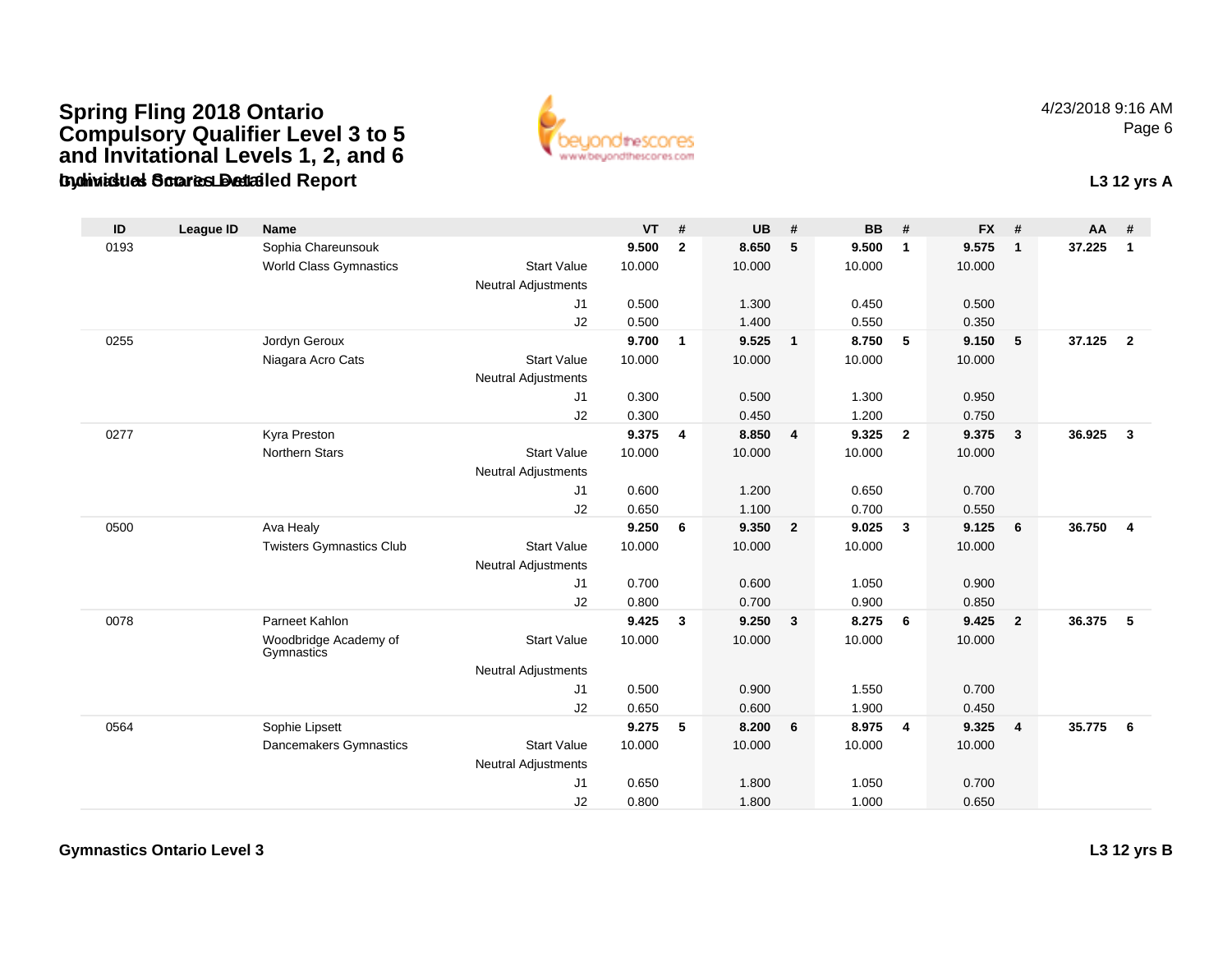# Spring Fling 2018 Ontario Compulsory Qualifier Level 3 to 5 and Invitational Levels 1, 2, and 6

## Gymnastics Ontario Level 3 — Individual Scores Detailed Report

4/23/2018 9:16 AM

**L3 12 yrs A**

| ID | League ID | Name | | VT | # | UB | # | BB | # | FX | # | AA | # |
|---|---|---|---|---|---|---|---|---|---|---|---|---|---|
| 0193 | | Sophia Chareunsouk | | **9.500** | **2** | **8.650** | **5** | **9.500** | **1** | **9.575** | **1** | **37.225** | **1** |
| | | World Class Gymnastics | Start Value | 10.000 | | 10.000 | | 10.000 | | 10.000 | | | |
| | | | Neutral Adjustments | | | | | | | | | | |
| | | | J1 | 0.500 | | 1.300 | | 0.450 | | 0.500 | | | |
| | | | J2 | 0.500 | | 1.400 | | 0.550 | | 0.350 | | | |
| 0255 | | Jordyn Geroux | | **9.700** | **1** | **9.525** | **1** | **8.750** | **5** | **9.150** | **5** | **37.125** | **2** |
| | | Niagara Acro Cats | Start Value | 10.000 | | 10.000 | | 10.000 | | 10.000 | | | |
| | | | Neutral Adjustments | | | | | | | | | | |
| | | | J1 | 0.300 | | 0.500 | | 1.300 | | 0.950 | | | |
| | | | J2 | 0.300 | | 0.450 | | 1.200 | | 0.750 | | | |
| 0277 | | Kyra Preston | | **9.375** | **4** | **8.850** | **4** | **9.325** | **2** | **9.375** | **3** | **36.925** | **3** |
| | | Northern Stars | Start Value | 10.000 | | 10.000 | | 10.000 | | 10.000 | | | |
| | | | Neutral Adjustments | | | | | | | | | | |
| | | | J1 | 0.600 | | 1.200 | | 0.650 | | 0.700 | | | |
| | | | J2 | 0.650 | | 1.100 | | 0.700 | | 0.550 | | | |
| 0500 | | Ava Healy | | **9.250** | **6** | **9.350** | **2** | **9.025** | **3** | **9.125** | **6** | **36.750** | **4** |
| | | Twisters Gymnastics Club | Start Value | 10.000 | | 10.000 | | 10.000 | | 10.000 | | | |
| | | | Neutral Adjustments | | | | | | | | | | |
| | | | J1 | 0.700 | | 0.600 | | 1.050 | | 0.900 | | | |
| | | | J2 | 0.800 | | 0.700 | | 0.900 | | 0.850 | | | |
| 0078 | | Parneet Kahlon | | **9.425** | **3** | **9.250** | **3** | **8.275** | **6** | **9.425** | **2** | **36.375** | **5** |
| | | Woodbridge Academy of Gymnastics | Start Value | 10.000 | | 10.000 | | 10.000 | | 10.000 | | | |
| | | | Neutral Adjustments | | | | | | | | | | |
| | | | J1 | 0.500 | | 0.900 | | 1.550 | | 0.700 | | | |
| | | | J2 | 0.650 | | 0.600 | | 1.900 | | 0.450 | | | |
| 0564 | | Sophie Lipsett | | **9.275** | **5** | **8.200** | **6** | **8.975** | **4** | **9.325** | **4** | **35.775** | **6** |
| | | Dancemakers Gymnastics | Start Value | 10.000 | | 10.000 | | 10.000 | | 10.000 | | | |
| | | | Neutral Adjustments | | | | | | | | | | |
| | | | J1 | 0.650 | | 1.800 | | 1.050 | | 0.700 | | | |
| | | | J2 | 0.800 | | 1.800 | | 1.000 | | 0.650 | | | |

**Gymnastics Ontario Level 3**

**L3 12 yrs B**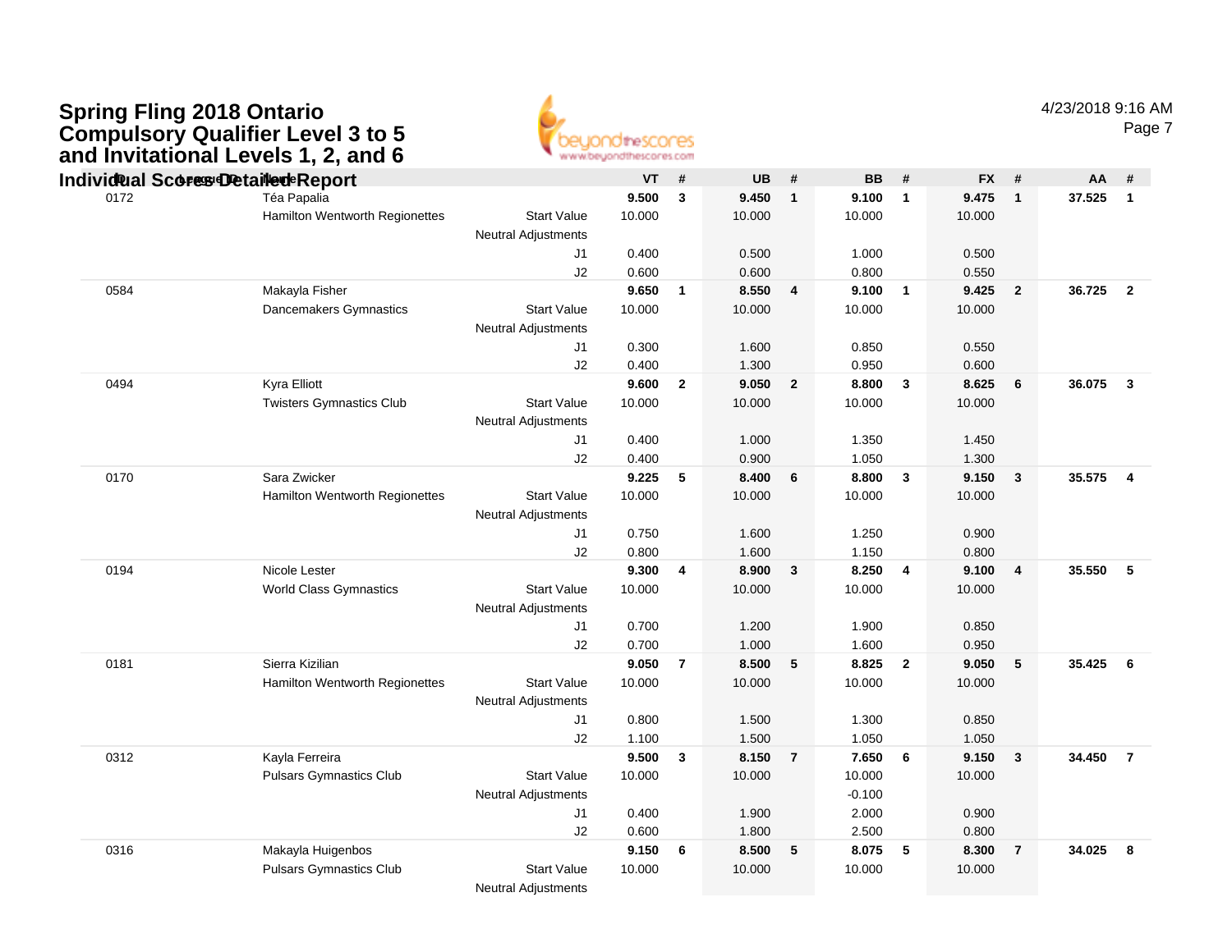# Spring Fling 2018 Ontario Compulsory Qualifier Level 3 to 5 and Invitational Levels 1, 2, and 6

4/23/2018 9:16 AM

## Individual Scores Detailed Report

| ID | Name | League / Team | | VT | # | UB | # | BB | # | FX | # | AA | # |
|---|---|---|---|---|---|---|---|---|---|---|---|---|---|
| 0172 | Téa Papalia | | | **9.500** | **3** | **9.450** | **1** | **9.100** | **1** | **9.475** | **1** | **37.525** | **1** |
| | Hamilton Wentworth Regionettes | | Start Value | 10.000 | | 10.000 | | 10.000 | | 10.000 | | | |
| | | | Neutral Adjustments | | | | | | | | | | |
| | | | J1 | 0.400 | | 0.500 | | 1.000 | | 0.500 | | | |
| | | | J2 | 0.600 | | 0.600 | | 0.800 | | 0.550 | | | |
| 0584 | Makayla Fisher | | | **9.650** | **1** | **8.550** | **4** | **9.100** | **1** | **9.425** | **2** | **36.725** | **2** |
| | Dancemakers Gymnastics | | Start Value | 10.000 | | 10.000 | | 10.000 | | 10.000 | | | |
| | | | Neutral Adjustments | | | | | | | | | | |
| | | | J1 | 0.300 | | 1.600 | | 0.850 | | 0.550 | | | |
| | | | J2 | 0.400 | | 1.300 | | 0.950 | | 0.600 | | | |
| 0494 | Kyra Elliott | | | **9.600** | **2** | **9.050** | **2** | **8.800** | **3** | **8.625** | **6** | **36.075** | **3** |
| | Twisters Gymnastics Club | | Start Value | 10.000 | | 10.000 | | 10.000 | | 10.000 | | | |
| | | | Neutral Adjustments | | | | | | | | | | |
| | | | J1 | 0.400 | | 1.000 | | 1.350 | | 1.450 | | | |
| | | | J2 | 0.400 | | 0.900 | | 1.050 | | 1.300 | | | |
| 0170 | Sara Zwicker | | | **9.225** | **5** | **8.400** | **6** | **8.800** | **3** | **9.150** | **3** | **35.575** | **4** |
| | Hamilton Wentworth Regionettes | | Start Value | 10.000 | | 10.000 | | 10.000 | | 10.000 | | | |
| | | | Neutral Adjustments | | | | | | | | | | |
| | | | J1 | 0.750 | | 1.600 | | 1.250 | | 0.900 | | | |
| | | | J2 | 0.800 | | 1.600 | | 1.150 | | 0.800 | | | |
| 0194 | Nicole Lester | | | **9.300** | **4** | **8.900** | **3** | **8.250** | **4** | **9.100** | **4** | **35.550** | **5** |
| | World Class Gymnastics | | Start Value | 10.000 | | 10.000 | | 10.000 | | 10.000 | | | |
| | | | Neutral Adjustments | | | | | | | | | | |
| | | | J1 | 0.700 | | 1.200 | | 1.900 | | 0.850 | | | |
| | | | J2 | 0.700 | | 1.000 | | 1.600 | | 0.950 | | | |
| 0181 | Sierra Kizilian | | | **9.050** | **7** | **8.500** | **5** | **8.825** | **2** | **9.050** | **5** | **35.425** | **6** |
| | Hamilton Wentworth Regionettes | | Start Value | 10.000 | | 10.000 | | 10.000 | | 10.000 | | | |
| | | | Neutral Adjustments | | | | | | | | | | |
| | | | J1 | 0.800 | | 1.500 | | 1.300 | | 0.850 | | | |
| | | | J2 | 1.100 | | 1.500 | | 1.050 | | 1.050 | | | |
| 0312 | Kayla Ferreira | | | **9.500** | **3** | **8.150** | **7** | **7.650** | **6** | **9.150** | **3** | **34.450** | **7** |
| | Pulsars Gymnastics Club | | Start Value | 10.000 | | 10.000 | | 10.000 | | 10.000 | | | |
| | | | Neutral Adjustments | | | | | -0.100 | | | | | |
| | | | J1 | 0.400 | | 1.900 | | 2.000 | | 0.900 | | | |
| | | | J2 | 0.600 | | 1.800 | | 2.500 | | 0.800 | | | |
| 0316 | Makayla Huigenbos | | | **9.150** | **6** | **8.500** | **5** | **8.075** | **5** | **8.300** | **7** | **34.025** | **8** |
| | Pulsars Gymnastics Club | | Start Value | 10.000 | | 10.000 | | 10.000 | | 10.000 | | | |
| | | | Neutral Adjustments | | | | | | | | | | |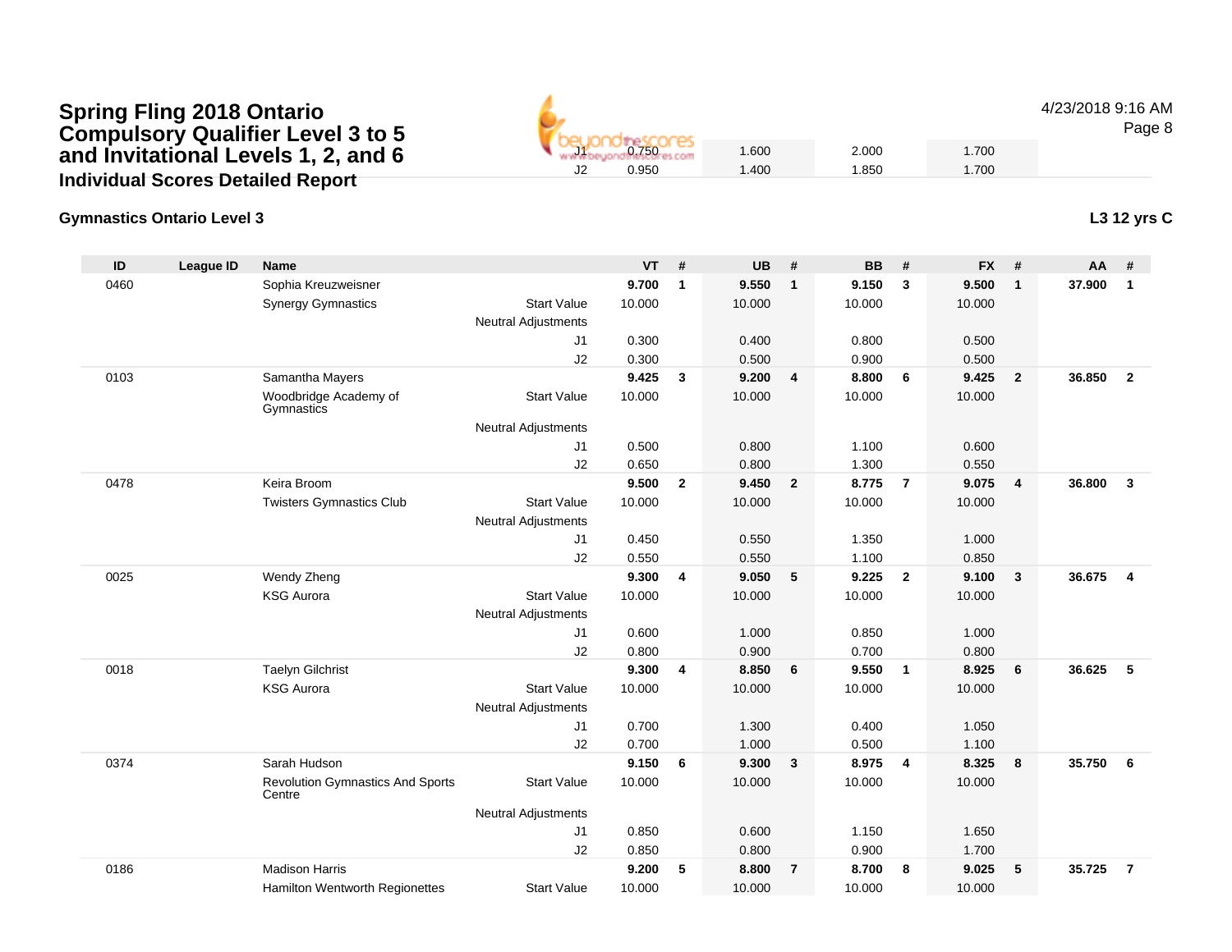# Spring Fling 2018 Ontario Compulsory Qualifier Level 3 to 5 and Invitational Levels 1, 2, and 6

## Individual Scores Detailed Report

4/23/2018 9:16 AM

| | | VT | | UB | | BB | | FX | | |
|---|---|---|---|---|---|---|---|---|---|---|
| | J1 | 0.750 | | 1.600 | | 2.000 | | 1.700 | | |
| | J2 | 0.950 | | 1.400 | | 1.850 | | 1.700 | | |

### Gymnastics Ontario Level 3

**L3 12 yrs C**

| ID | League ID | Name | | VT | # | UB | # | BB | # | FX | # | AA | # |
|---|---|---|---|---|---|---|---|---|---|---|---|---|---|
| 0460 | | Sophia Kreuzweisner | | **9.700** | **1** | **9.550** | **1** | **9.150** | **3** | **9.500** | **1** | **37.900** | **1** |
| | | Synergy Gymnastics | Start Value | 10.000 | | 10.000 | | 10.000 | | 10.000 | | | |
| | | | Neutral Adjustments | | | | | | | | | | |
| | | | J1 | 0.300 | | 0.400 | | 0.800 | | 0.500 | | | |
| | | | J2 | 0.300 | | 0.500 | | 0.900 | | 0.500 | | | |
| 0103 | | Samantha Mayers | | **9.425** | **3** | **9.200** | **4** | **8.800** | **6** | **9.425** | **2** | **36.850** | **2** |
| | | Woodbridge Academy of Gymnastics | Start Value | 10.000 | | 10.000 | | 10.000 | | 10.000 | | | |
| | | | Neutral Adjustments | | | | | | | | | | |
| | | | J1 | 0.500 | | 0.800 | | 1.100 | | 0.600 | | | |
| | | | J2 | 0.650 | | 0.800 | | 1.300 | | 0.550 | | | |
| 0478 | | Keira Broom | | **9.500** | **2** | **9.450** | **2** | **8.775** | **7** | **9.075** | **4** | **36.800** | **3** |
| | | Twisters Gymnastics Club | Start Value | 10.000 | | 10.000 | | 10.000 | | 10.000 | | | |
| | | | Neutral Adjustments | | | | | | | | | | |
| | | | J1 | 0.450 | | 0.550 | | 1.350 | | 1.000 | | | |
| | | | J2 | 0.550 | | 0.550 | | 1.100 | | 0.850 | | | |
| 0025 | | Wendy Zheng | | **9.300** | **4** | **9.050** | **5** | **9.225** | **2** | **9.100** | **3** | **36.675** | **4** |
| | | KSG Aurora | Start Value | 10.000 | | 10.000 | | 10.000 | | 10.000 | | | |
| | | | Neutral Adjustments | | | | | | | | | | |
| | | | J1 | 0.600 | | 1.000 | | 0.850 | | 1.000 | | | |
| | | | J2 | 0.800 | | 0.900 | | 0.700 | | 0.800 | | | |
| 0018 | | Taelyn Gilchrist | | **9.300** | **4** | **8.850** | **6** | **9.550** | **1** | **8.925** | **6** | **36.625** | **5** |
| | | KSG Aurora | Start Value | 10.000 | | 10.000 | | 10.000 | | 10.000 | | | |
| | | | Neutral Adjustments | | | | | | | | | | |
| | | | J1 | 0.700 | | 1.300 | | 0.400 | | 1.050 | | | |
| | | | J2 | 0.700 | | 1.000 | | 0.500 | | 1.100 | | | |
| 0374 | | Sarah Hudson | | **9.150** | **6** | **9.300** | **3** | **8.975** | **4** | **8.325** | **8** | **35.750** | **6** |
| | | Revolution Gymnastics And Sports Centre | Start Value | 10.000 | | 10.000 | | 10.000 | | 10.000 | | | |
| | | | Neutral Adjustments | | | | | | | | | | |
| | | | J1 | 0.850 | | 0.600 | | 1.150 | | 1.650 | | | |
| | | | J2 | 0.850 | | 0.800 | | 0.900 | | 1.700 | | | |
| 0186 | | Madison Harris | | **9.200** | **5** | **8.800** | **7** | **8.700** | **8** | **9.025** | **5** | **35.725** | **7** |
| | | Hamilton Wentworth Regionettes | Start Value | 10.000 | | 10.000 | | 10.000 | | 10.000 | | | |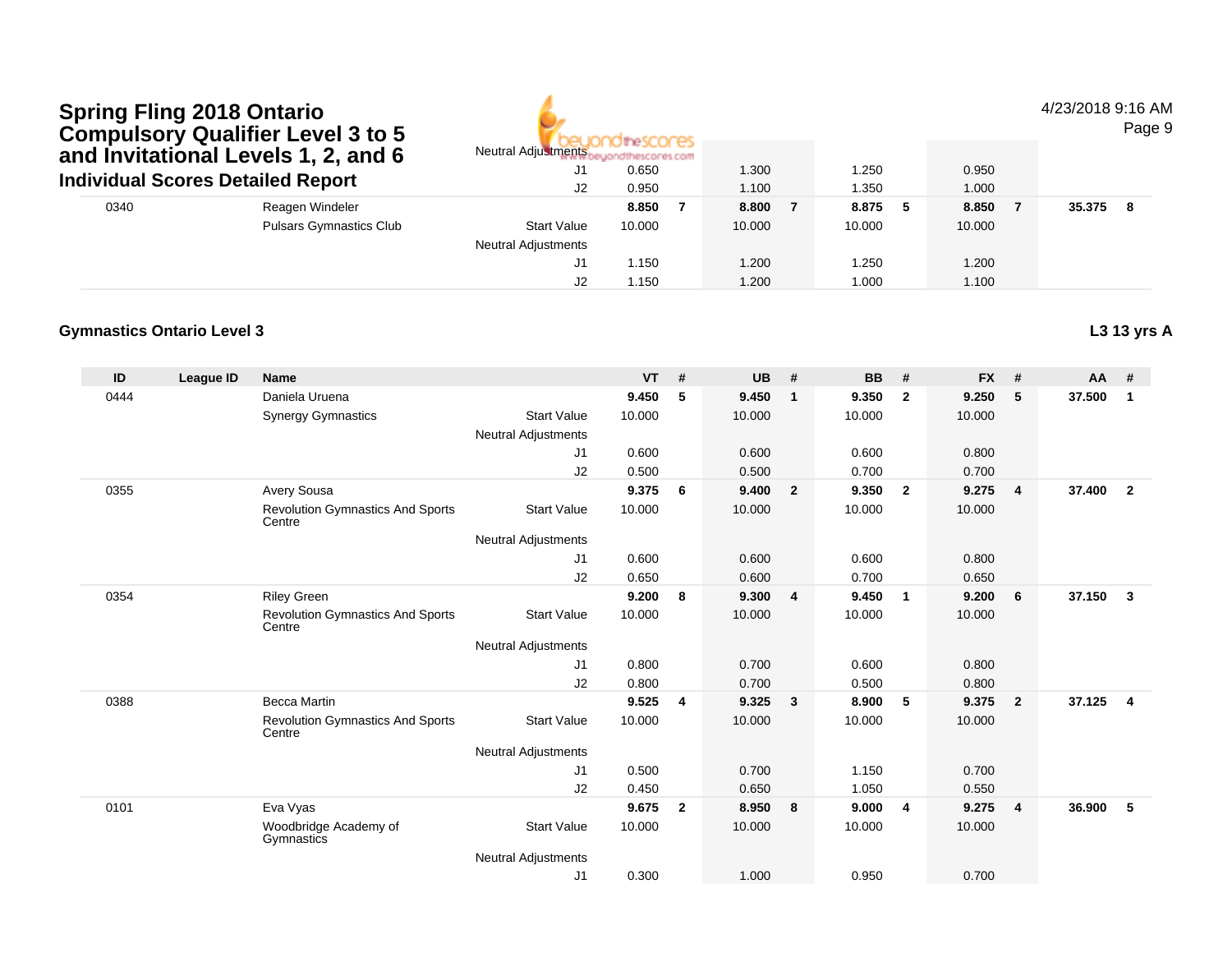# Spring Fling 2018 Ontario Compulsory Qualifier Level 3 to 5 and Invitational Levels 1, 2, and 6

## Individual Scores Detailed Report

4/23/2018 9:16 AM

| ID | League ID | Name | | VT | # | UB | # | BB | # | FX | # | AA | # |
|---|---|---|---|---|---|---|---|---|---|---|---|---|---|
| | | | Neutral Adjustments | | | | | | | | | | |
| | | | J1 | 0.650 | | 1.300 | | 1.250 | | 0.950 | | | |
| | | | J2 | 0.950 | | 1.100 | | 1.350 | | 1.000 | | | |
| 0340 | | Reagen Windeler | | 8.850 | 7 | 8.800 | 7 | 8.875 | 5 | 8.850 | 7 | 35.375 | 8 |
| | | Pulsars Gymnastics Club | Start Value | 10.000 | | 10.000 | | 10.000 | | 10.000 | | | |
| | | | Neutral Adjustments | | | | | | | | | | |
| | | | J1 | 1.150 | | 1.200 | | 1.250 | | 1.200 | | | |
| | | | J2 | 1.150 | | 1.200 | | 1.000 | | 1.100 | | | |

### Gymnastics Ontario Level 3

**L3 13 yrs A**

| ID | League ID | Name | | VT | # | UB | # | BB | # | FX | # | AA | # |
|---|---|---|---|---|---|---|---|---|---|---|---|---|---|
| 0444 | | Daniela Uruena | | 9.450 | 5 | 9.450 | 1 | 9.350 | 2 | 9.250 | 5 | 37.500 | 1 |
| | | Synergy Gymnastics | Start Value | 10.000 | | 10.000 | | 10.000 | | 10.000 | | | |
| | | | Neutral Adjustments | | | | | | | | | | |
| | | | J1 | 0.600 | | 0.600 | | 0.600 | | 0.800 | | | |
| | | | J2 | 0.500 | | 0.500 | | 0.700 | | 0.700 | | | |
| 0355 | | Avery Sousa | | 9.375 | 6 | 9.400 | 2 | 9.350 | 2 | 9.275 | 4 | 37.400 | 2 |
| | | Revolution Gymnastics And Sports Centre | Start Value | 10.000 | | 10.000 | | 10.000 | | 10.000 | | | |
| | | | Neutral Adjustments | | | | | | | | | | |
| | | | J1 | 0.600 | | 0.600 | | 0.600 | | 0.800 | | | |
| | | | J2 | 0.650 | | 0.600 | | 0.700 | | 0.650 | | | |
| 0354 | | Riley Green | | 9.200 | 8 | 9.300 | 4 | 9.450 | 1 | 9.200 | 6 | 37.150 | 3 |
| | | Revolution Gymnastics And Sports Centre | Start Value | 10.000 | | 10.000 | | 10.000 | | 10.000 | | | |
| | | | Neutral Adjustments | | | | | | | | | | |
| | | | J1 | 0.800 | | 0.700 | | 0.600 | | 0.800 | | | |
| | | | J2 | 0.800 | | 0.700 | | 0.500 | | 0.800 | | | |
| 0388 | | Becca Martin | | 9.525 | 4 | 9.325 | 3 | 8.900 | 5 | 9.375 | 2 | 37.125 | 4 |
| | | Revolution Gymnastics And Sports Centre | Start Value | 10.000 | | 10.000 | | 10.000 | | 10.000 | | | |
| | | | Neutral Adjustments | | | | | | | | | | |
| | | | J1 | 0.500 | | 0.700 | | 1.150 | | 0.700 | | | |
| | | | J2 | 0.450 | | 0.650 | | 1.050 | | 0.550 | | | |
| 0101 | | Eva Vyas | | 9.675 | 2 | 8.950 | 8 | 9.000 | 4 | 9.275 | 4 | 36.900 | 5 |
| | | Woodbridge Academy of Gymnastics | Start Value | 10.000 | | 10.000 | | 10.000 | | 10.000 | | | |
| | | | Neutral Adjustments | | | | | | | | | | |
| | | | J1 | 0.300 | | 1.000 | | 0.950 | | 0.700 | | | |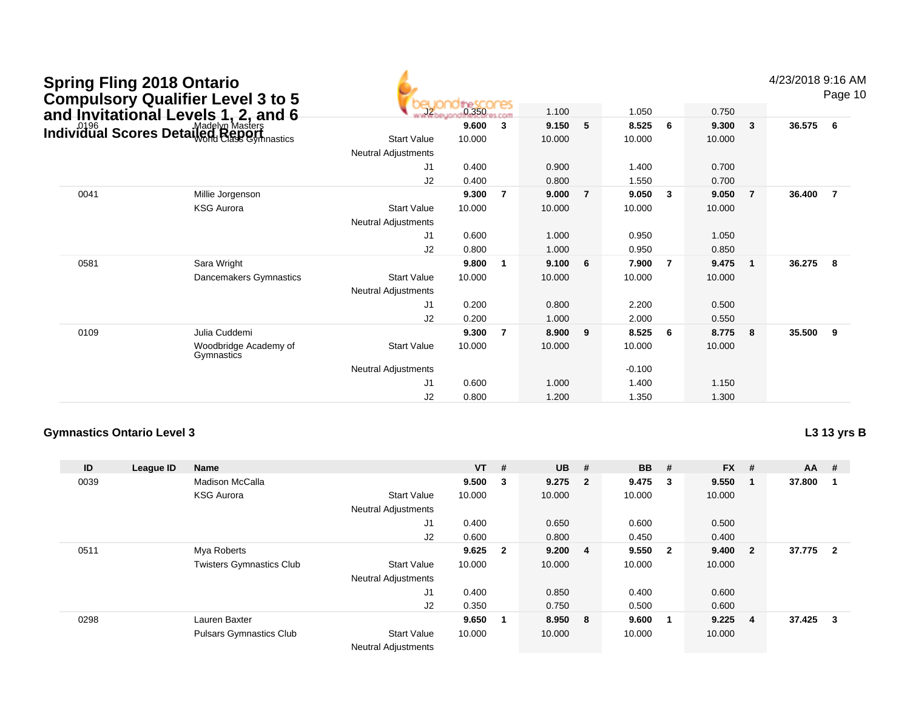# Spring Fling 2018 Ontario Compulsory Qualifier Level 3 to 5 and Invitational Levels 1, 2, and 6

## Individual Scores Detailed Report

4/23/2018 9:16 AM

| ID | League ID | Name | | VT | # | UB | # | BB | # | FX | # | AA | # |
|---|---|---|---|---|---|---|---|---|---|---|---|---|---|
| | | | J2 | 0.350 | | 1.100 | | 1.050 | | 0.750 | | | |
| 0196 | | Madelyn Masters | | **9.600** | **3** | **9.150** | **5** | **8.525** | **6** | **9.300** | **3** | **36.575** | **6** |
| | | World Class Gymnastics | Start Value | 10.000 | | 10.000 | | 10.000 | | 10.000 | | | |
| | | | Neutral Adjustments | | | | | | | | | | |
| | | | J1 | 0.400 | | 0.900 | | 1.400 | | 0.700 | | | |
| | | | J2 | 0.400 | | 0.800 | | 1.550 | | 0.700 | | | |
| 0041 | | Millie Jorgenson | | **9.300** | **7** | **9.000** | **7** | **9.050** | **3** | **9.050** | **7** | **36.400** | **7** |
| | | KSG Aurora | Start Value | 10.000 | | 10.000 | | 10.000 | | 10.000 | | | |
| | | | Neutral Adjustments | | | | | | | | | | |
| | | | J1 | 0.600 | | 1.000 | | 0.950 | | 1.050 | | | |
| | | | J2 | 0.800 | | 1.000 | | 0.950 | | 0.850 | | | |
| 0581 | | Sara Wright | | **9.800** | **1** | **9.100** | **6** | **7.900** | **7** | **9.475** | **1** | **36.275** | **8** |
| | | Dancemakers Gymnastics | Start Value | 10.000 | | 10.000 | | 10.000 | | 10.000 | | | |
| | | | Neutral Adjustments | | | | | | | | | | |
| | | | J1 | 0.200 | | 0.800 | | 2.200 | | 0.500 | | | |
| | | | J2 | 0.200 | | 1.000 | | 2.000 | | 0.550 | | | |
| 0109 | | Julia Cuddemi | | **9.300** | **7** | **8.900** | **9** | **8.525** | **6** | **8.775** | **8** | **35.500** | **9** |
| | | Woodbridge Academy of Gymnastics | Start Value | 10.000 | | 10.000 | | 10.000 | | 10.000 | | | |
| | | | Neutral Adjustments | | | | | -0.100 | | | | | |
| | | | J1 | 0.600 | | 1.000 | | 1.400 | | 1.150 | | | |
| | | | J2 | 0.800 | | 1.200 | | 1.350 | | 1.300 | | | |

### Gymnastics Ontario Level 3

**L3 13 yrs B**

| ID | League ID | Name | | VT | # | UB | # | BB | # | FX | # | AA | # |
|---|---|---|---|---|---|---|---|---|---|---|---|---|---|
| 0039 | | Madison McCalla | | **9.500** | **3** | **9.275** | **2** | **9.475** | **3** | **9.550** | **1** | **37.800** | **1** |
| | | KSG Aurora | Start Value | 10.000 | | 10.000 | | 10.000 | | 10.000 | | | |
| | | | Neutral Adjustments | | | | | | | | | | |
| | | | J1 | 0.400 | | 0.650 | | 0.600 | | 0.500 | | | |
| | | | J2 | 0.600 | | 0.800 | | 0.450 | | 0.400 | | | |
| 0511 | | Mya Roberts | | **9.625** | **2** | **9.200** | **4** | **9.550** | **2** | **9.400** | **2** | **37.775** | **2** |
| | | Twisters Gymnastics Club | Start Value | 10.000 | | 10.000 | | 10.000 | | 10.000 | | | |
| | | | Neutral Adjustments | | | | | | | | | | |
| | | | J1 | 0.400 | | 0.850 | | 0.400 | | 0.600 | | | |
| | | | J2 | 0.350 | | 0.750 | | 0.500 | | 0.600 | | | |
| 0298 | | Lauren Baxter | | **9.650** | **1** | **8.950** | **8** | **9.600** | **1** | **9.225** | **4** | **37.425** | **3** |
| | | Pulsars Gymnastics Club | Start Value | 10.000 | | 10.000 | | 10.000 | | 10.000 | | | |
| | | | Neutral Adjustments | | | | | | | | | | |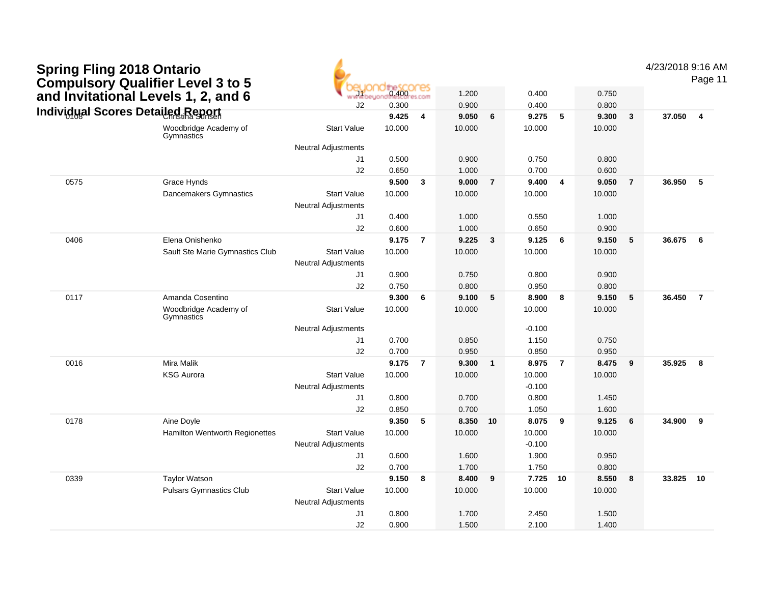# Spring Fling 2018 Ontario Compulsory Qualifier Level 3 to 5 and Invitational Levels 1, 2, and 6

### Individual Scores Detailed Report

4/23/2018 9:16 AM

| # | Name / Club | | Vault | Rank | Bars | Rank | Beam | Rank | Floor | Rank | AA | Rank |
|---|---|---|---|---|---|---|---|---|---|---|---|---|
| | | J1 | 0.400 | | 1.200 | | 0.400 | | 0.750 | | | |
| | | J2 | 0.300 | | 0.900 | | 0.400 | | 0.800 | | | |
| 0108 | Christina Sunsen | | **9.425** | **4** | **9.050** | **6** | **9.275** | **5** | **9.300** | **3** | **37.050** | **4** |
| | Woodbridge Academy of Gymnastics | Start Value | 10.000 | | 10.000 | | 10.000 | | 10.000 | | | |
| | | Neutral Adjustments | | | | | | | | | | |
| | | J1 | 0.500 | | 0.900 | | 0.750 | | 0.800 | | | |
| | | J2 | 0.650 | | 1.000 | | 0.700 | | 0.600 | | | |
| 0575 | Grace Hynds | | **9.500** | **3** | **9.000** | **7** | **9.400** | **4** | **9.050** | **7** | **36.950** | **5** |
| | Dancemakers Gymnastics | Start Value | 10.000 | | 10.000 | | 10.000 | | 10.000 | | | |
| | | Neutral Adjustments | | | | | | | | | | |
| | | J1 | 0.400 | | 1.000 | | 0.550 | | 1.000 | | | |
| | | J2 | 0.600 | | 1.000 | | 0.650 | | 0.900 | | | |
| 0406 | Elena Onishenko | | **9.175** | **7** | **9.225** | **3** | **9.125** | **6** | **9.150** | **5** | **36.675** | **6** |
| | Sault Ste Marie Gymnastics Club | Start Value | 10.000 | | 10.000 | | 10.000 | | 10.000 | | | |
| | | Neutral Adjustments | | | | | | | | | | |
| | | J1 | 0.900 | | 0.750 | | 0.800 | | 0.900 | | | |
| | | J2 | 0.750 | | 0.800 | | 0.950 | | 0.800 | | | |
| 0117 | Amanda Cosentino | | **9.300** | **6** | **9.100** | **5** | **8.900** | **8** | **9.150** | **5** | **36.450** | **7** |
| | Woodbridge Academy of Gymnastics | Start Value | 10.000 | | 10.000 | | 10.000 | | 10.000 | | | |
| | | Neutral Adjustments | | | | | -0.100 | | | | | |
| | | J1 | 0.700 | | 0.850 | | 1.150 | | 0.750 | | | |
| | | J2 | 0.700 | | 0.950 | | 0.850 | | 0.950 | | | |
| 0016 | Mira Malik | | **9.175** | **7** | **9.300** | **1** | **8.975** | **7** | **8.475** | **9** | **35.925** | **8** |
| | KSG Aurora | Start Value | 10.000 | | 10.000 | | 10.000 | | 10.000 | | | |
| | | Neutral Adjustments | | | | | -0.100 | | | | | |
| | | J1 | 0.800 | | 0.700 | | 0.800 | | 1.450 | | | |
| | | J2 | 0.850 | | 0.700 | | 1.050 | | 1.600 | | | |
| 0178 | Aine Doyle | | **9.350** | **5** | **8.350** | **10** | **8.075** | **9** | **9.125** | **6** | **34.900** | **9** |
| | Hamilton Wentworth Regionettes | Start Value | 10.000 | | 10.000 | | 10.000 | | 10.000 | | | |
| | | Neutral Adjustments | | | | | -0.100 | | | | | |
| | | J1 | 0.600 | | 1.600 | | 1.900 | | 0.950 | | | |
| | | J2 | 0.700 | | 1.700 | | 1.750 | | 0.800 | | | |
| 0339 | Taylor Watson | | **9.150** | **8** | **8.400** | **9** | **7.725** | **10** | **8.550** | **8** | **33.825** | **10** |
| | Pulsars Gymnastics Club | Start Value | 10.000 | | 10.000 | | 10.000 | | 10.000 | | | |
| | | Neutral Adjustments | | | | | | | | | | |
| | | J1 | 0.800 | | 1.700 | | 2.450 | | 1.500 | | | |
| | | J2 | 0.900 | | 1.500 | | 2.100 | | 1.400 | | | |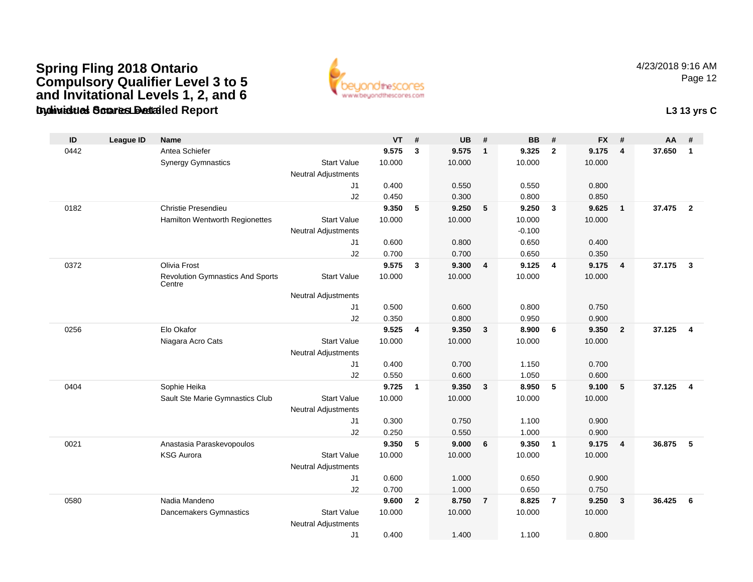# Spring Fling 2018 Ontario Compulsory Qualifier Level 3 to 5 and Invitational Levels 1, 2, and 6

## Individual Scores Detailed Report

4/23/2018 9:16 AM

**L3 13 yrs C**

| ID | League ID | Name | | VT | # | UB | # | BB | # | FX | # | AA | # |
|---|---|---|---|---|---|---|---|---|---|---|---|---|---|
| 0442 | | Antea Schiefer | | **9.575** | **3** | **9.575** | **1** | **9.325** | **2** | **9.175** | **4** | **37.650** | **1** |
| | | Synergy Gymnastics | Start Value | 10.000 | | 10.000 | | 10.000 | | 10.000 | | | |
| | | | Neutral Adjustments | | | | | | | | | | |
| | | | J1 | 0.400 | | 0.550 | | 0.550 | | 0.800 | | | |
| | | | J2 | 0.450 | | 0.300 | | 0.800 | | 0.850 | | | |
| 0182 | | Christie Presendieu | | **9.350** | **5** | **9.250** | **5** | **9.250** | **3** | **9.625** | **1** | **37.475** | **2** |
| | | Hamilton Wentworth Regionettes | Start Value | 10.000 | | 10.000 | | 10.000 | | 10.000 | | | |
| | | | Neutral Adjustments | | | | | -0.100 | | | | | |
| | | | J1 | 0.600 | | 0.800 | | 0.650 | | 0.400 | | | |
| | | | J2 | 0.700 | | 0.700 | | 0.650 | | 0.350 | | | |
| 0372 | | Olivia Frost | | **9.575** | **3** | **9.300** | **4** | **9.125** | **4** | **9.175** | **4** | **37.175** | **3** |
| | | Revolution Gymnastics And Sports Centre | Start Value | 10.000 | | 10.000 | | 10.000 | | 10.000 | | | |
| | | | Neutral Adjustments | | | | | | | | | | |
| | | | J1 | 0.500 | | 0.600 | | 0.800 | | 0.750 | | | |
| | | | J2 | 0.350 | | 0.800 | | 0.950 | | 0.900 | | | |
| 0256 | | Elo Okafor | | **9.525** | **4** | **9.350** | **3** | **8.900** | **6** | **9.350** | **2** | **37.125** | **4** |
| | | Niagara Acro Cats | Start Value | 10.000 | | 10.000 | | 10.000 | | 10.000 | | | |
| | | | Neutral Adjustments | | | | | | | | | | |
| | | | J1 | 0.400 | | 0.700 | | 1.150 | | 0.700 | | | |
| | | | J2 | 0.550 | | 0.600 | | 1.050 | | 0.600 | | | |
| 0404 | | Sophie Heika | | **9.725** | **1** | **9.350** | **3** | **8.950** | **5** | **9.100** | **5** | **37.125** | **4** |
| | | Sault Ste Marie Gymnastics Club | Start Value | 10.000 | | 10.000 | | 10.000 | | 10.000 | | | |
| | | | Neutral Adjustments | | | | | | | | | | |
| | | | J1 | 0.300 | | 0.750 | | 1.100 | | 0.900 | | | |
| | | | J2 | 0.250 | | 0.550 | | 1.000 | | 0.900 | | | |
| 0021 | | Anastasia Paraskevopoulos | | **9.350** | **5** | **9.000** | **6** | **9.350** | **1** | **9.175** | **4** | **36.875** | **5** |
| | | KSG Aurora | Start Value | 10.000 | | 10.000 | | 10.000 | | 10.000 | | | |
| | | | Neutral Adjustments | | | | | | | | | | |
| | | | J1 | 0.600 | | 1.000 | | 0.650 | | 0.900 | | | |
| | | | J2 | 0.700 | | 1.000 | | 0.650 | | 0.750 | | | |
| 0580 | | Nadia Mandeno | | **9.600** | **2** | **8.750** | **7** | **8.825** | **7** | **9.250** | **3** | **36.425** | **6** |
| | | Dancemakers Gymnastics | Start Value | 10.000 | | 10.000 | | 10.000 | | 10.000 | | | |
| | | | Neutral Adjustments | | | | | | | | | | |
| | | | J1 | 0.400 | | 1.400 | | 1.100 | | 0.800 | | | |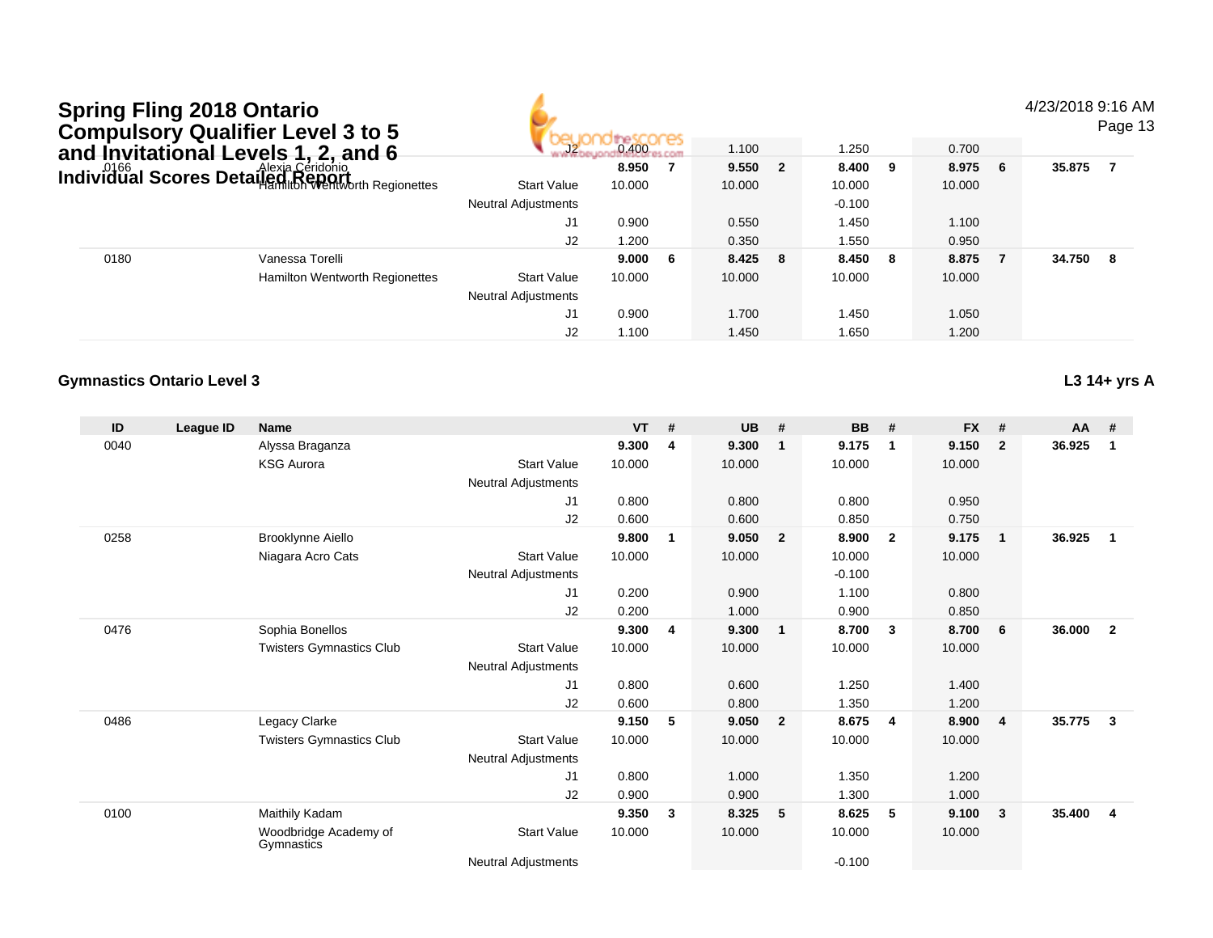# Spring Fling 2018 Ontario Compulsory Qualifier Level 3 to 5 and Invitational Levels 1, 2, and 6

## Individual Scores Detailed Report

4/23/2018 9:16 AM

| ID | League ID | Name | | VT | # | UB | # | BB | # | FX | # | AA | # |
|---|---|---|---|---|---|---|---|---|---|---|---|---|---|
| | | | J2 | 0.400 | | 1.100 | | 1.250 | | 0.700 | | | |
| 0166 | | Alexia Ceridonio | | **8.950** | **7** | **9.550** | **2** | **8.400** | **9** | **8.975** | **6** | **35.875** | **7** |
| | | Hamilton Wentworth Regionettes | Start Value | 10.000 | | 10.000 | | 10.000 | | 10.000 | | | |
| | | | Neutral Adjustments | | | | | -0.100 | | | | | |
| | | | J1 | 0.900 | | 0.550 | | 1.450 | | 1.100 | | | |
| | | | J2 | 1.200 | | 0.350 | | 1.550 | | 0.950 | | | |
| 0180 | | Vanessa Torelli | | **9.000** | **6** | **8.425** | **8** | **8.450** | **8** | **8.875** | **7** | **34.750** | **8** |
| | | Hamilton Wentworth Regionettes | Start Value | 10.000 | | 10.000 | | 10.000 | | 10.000 | | | |
| | | | Neutral Adjustments | | | | | | | | | | |
| | | | J1 | 0.900 | | 1.700 | | 1.450 | | 1.050 | | | |
| | | | J2 | 1.100 | | 1.450 | | 1.650 | | 1.200 | | | |

### Gymnastics Ontario Level 3

**L3 14+ yrs A**

| ID | League ID | Name | | VT | # | UB | # | BB | # | FX | # | AA | # |
|---|---|---|---|---|---|---|---|---|---|---|---|---|---|
| 0040 | | Alyssa Braganza | | **9.300** | **4** | **9.300** | **1** | **9.175** | **1** | **9.150** | **2** | **36.925** | **1** |
| | | KSG Aurora | Start Value | 10.000 | | 10.000 | | 10.000 | | 10.000 | | | |
| | | | Neutral Adjustments | | | | | | | | | | |
| | | | J1 | 0.800 | | 0.800 | | 0.800 | | 0.950 | | | |
| | | | J2 | 0.600 | | 0.600 | | 0.850 | | 0.750 | | | |
| 0258 | | Brooklynne Aiello | | **9.800** | **1** | **9.050** | **2** | **8.900** | **2** | **9.175** | **1** | **36.925** | **1** |
| | | Niagara Acro Cats | Start Value | 10.000 | | 10.000 | | 10.000 | | 10.000 | | | |
| | | | Neutral Adjustments | | | | | -0.100 | | | | | |
| | | | J1 | 0.200 | | 0.900 | | 1.100 | | 0.800 | | | |
| | | | J2 | 0.200 | | 1.000 | | 0.900 | | 0.850 | | | |
| 0476 | | Sophia Bonellos | | **9.300** | **4** | **9.300** | **1** | **8.700** | **3** | **8.700** | **6** | **36.000** | **2** |
| | | Twisters Gymnastics Club | Start Value | 10.000 | | 10.000 | | 10.000 | | 10.000 | | | |
| | | | Neutral Adjustments | | | | | | | | | | |
| | | | J1 | 0.800 | | 0.600 | | 1.250 | | 1.400 | | | |
| | | | J2 | 0.600 | | 0.800 | | 1.350 | | 1.200 | | | |
| 0486 | | Legacy Clarke | | **9.150** | **5** | **9.050** | **2** | **8.675** | **4** | **8.900** | **4** | **35.775** | **3** |
| | | Twisters Gymnastics Club | Start Value | 10.000 | | 10.000 | | 10.000 | | 10.000 | | | |
| | | | Neutral Adjustments | | | | | | | | | | |
| | | | J1 | 0.800 | | 1.000 | | 1.350 | | 1.200 | | | |
| | | | J2 | 0.900 | | 0.900 | | 1.300 | | 1.000 | | | |
| 0100 | | Maithily Kadam | | **9.350** | **3** | **8.325** | **5** | **8.625** | **5** | **9.100** | **3** | **35.400** | **4** |
| | | Woodbridge Academy of Gymnastics | Start Value | 10.000 | | 10.000 | | 10.000 | | 10.000 | | | |
| | | | Neutral Adjustments | | | | | -0.100 | | | | | |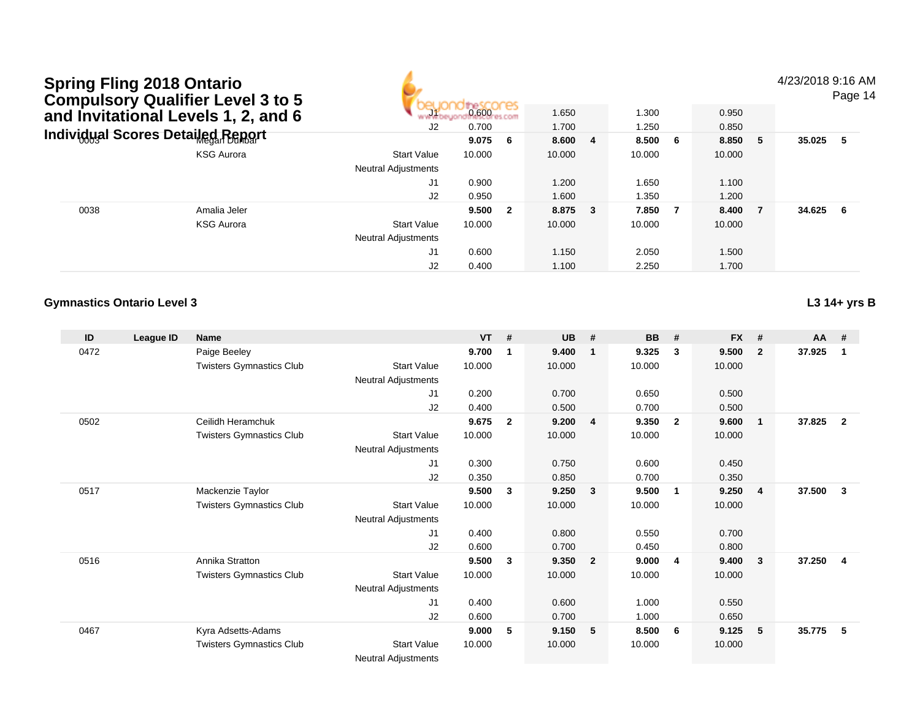# Spring Fling 2018 Ontario Compulsory Qualifier Level 3 to 5 and Invitational Levels 1, 2, and 6

## Individual Scores Detailed Report

4/23/2018 9:16 AM

| ID | League ID | Name | | VT | # | UB | # | BB | # | FX | # | AA | # |
|---|---|---|---|---|---|---|---|---|---|---|---|---|---|
| | | | J1 | 0.600 | | 1.650 | | 1.300 | | 0.950 | | | |
| | | | J2 | 0.700 | | 1.700 | | 1.250 | | 0.850 | | | |
| 0003 | | Megan Dunbar | | **9.075** | **6** | **8.600** | **4** | **8.500** | **6** | **8.850** | **5** | **35.025** | **5** |
| | | KSG Aurora | Start Value | 10.000 | | 10.000 | | 10.000 | | 10.000 | | | |
| | | | Neutral Adjustments | | | | | | | | | | |
| | | | J1 | 0.900 | | 1.200 | | 1.650 | | 1.100 | | | |
| | | | J2 | 0.950 | | 1.600 | | 1.350 | | 1.200 | | | |
| 0038 | | Amalia Jeler | | **9.500** | **2** | **8.875** | **3** | **7.850** | **7** | **8.400** | **7** | **34.625** | **6** |
| | | KSG Aurora | Start Value | 10.000 | | 10.000 | | 10.000 | | 10.000 | | | |
| | | | Neutral Adjustments | | | | | | | | | | |
| | | | J1 | 0.600 | | 1.150 | | 2.050 | | 1.500 | | | |
| | | | J2 | 0.400 | | 1.100 | | 2.250 | | 1.700 | | | |

### Gymnastics Ontario Level 3

**L3 14+ yrs B**

| ID | League ID | Name | | VT | # | UB | # | BB | # | FX | # | AA | # |
|---|---|---|---|---|---|---|---|---|---|---|---|---|---|
| 0472 | | Paige Beeley | | **9.700** | **1** | **9.400** | **1** | **9.325** | **3** | **9.500** | **2** | **37.925** | **1** |
| | | Twisters Gymnastics Club | Start Value | 10.000 | | 10.000 | | 10.000 | | 10.000 | | | |
| | | | Neutral Adjustments | | | | | | | | | | |
| | | | J1 | 0.200 | | 0.700 | | 0.650 | | 0.500 | | | |
| | | | J2 | 0.400 | | 0.500 | | 0.700 | | 0.500 | | | |
| 0502 | | Ceilidh Heramchuk | | **9.675** | **2** | **9.200** | **4** | **9.350** | **2** | **9.600** | **1** | **37.825** | **2** |
| | | Twisters Gymnastics Club | Start Value | 10.000 | | 10.000 | | 10.000 | | 10.000 | | | |
| | | | Neutral Adjustments | | | | | | | | | | |
| | | | J1 | 0.300 | | 0.750 | | 0.600 | | 0.450 | | | |
| | | | J2 | 0.350 | | 0.850 | | 0.700 | | 0.350 | | | |
| 0517 | | Mackenzie Taylor | | **9.500** | **3** | **9.250** | **3** | **9.500** | **1** | **9.250** | **4** | **37.500** | **3** |
| | | Twisters Gymnastics Club | Start Value | 10.000 | | 10.000 | | 10.000 | | 10.000 | | | |
| | | | Neutral Adjustments | | | | | | | | | | |
| | | | J1 | 0.400 | | 0.800 | | 0.550 | | 0.700 | | | |
| | | | J2 | 0.600 | | 0.700 | | 0.450 | | 0.800 | | | |
| 0516 | | Annika Stratton | | **9.500** | **3** | **9.350** | **2** | **9.000** | **4** | **9.400** | **3** | **37.250** | **4** |
| | | Twisters Gymnastics Club | Start Value | 10.000 | | 10.000 | | 10.000 | | 10.000 | | | |
| | | | Neutral Adjustments | | | | | | | | | | |
| | | | J1 | 0.400 | | 0.600 | | 1.000 | | 0.550 | | | |
| | | | J2 | 0.600 | | 0.700 | | 1.000 | | 0.650 | | | |
| 0467 | | Kyra Adsetts-Adams | | **9.000** | **5** | **9.150** | **5** | **8.500** | **6** | **9.125** | **5** | **35.775** | **5** |
| | | Twisters Gymnastics Club | Start Value | 10.000 | | 10.000 | | 10.000 | | 10.000 | | | |
| | | | Neutral Adjustments | | | | | | | | | | |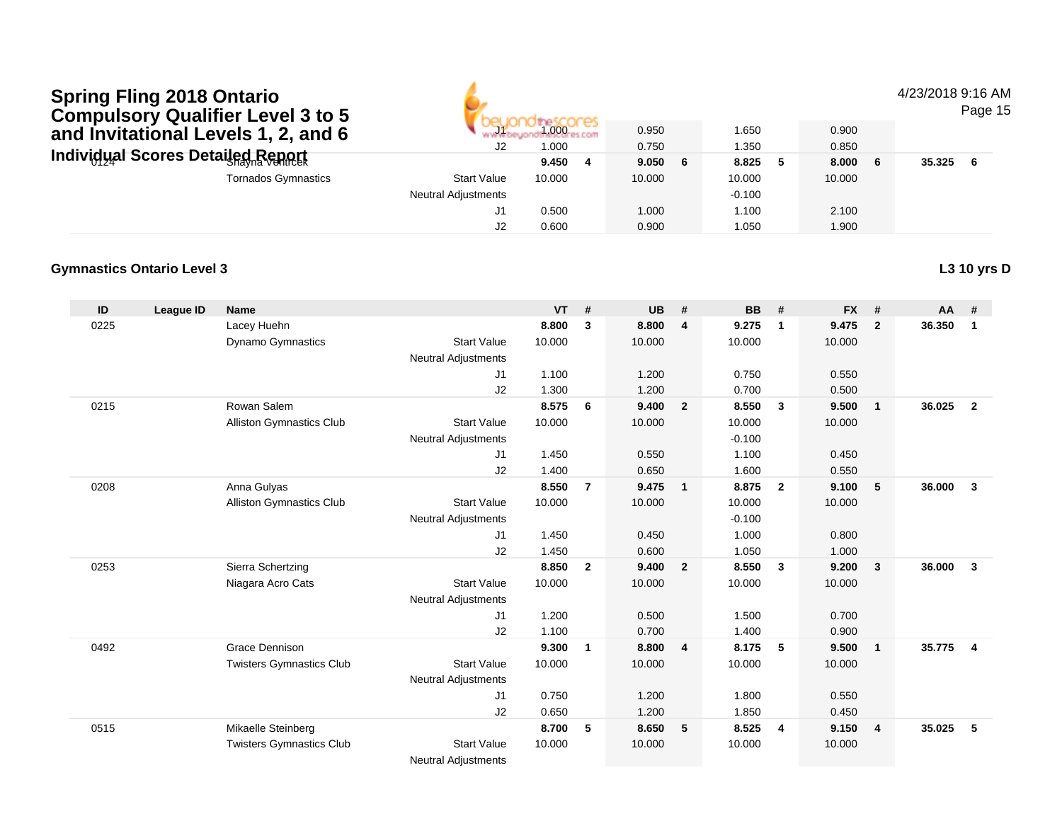# Spring Fling 2018 Ontario Compulsory Qualifier Level 3 to 5 and Invitational Levels 1, 2, and 6

## Individual Scores Detailed Report

4/23/2018 9:16 AM

| ID | League ID | Name | | VT | # | UB | # | BB | # | FX | # | AA | # |
|---|---|---|---|---|---|---|---|---|---|---|---|---|---|
| | | | J1 | 1.000 | | 0.950 | | 1.650 | | 0.900 | | | |
| | | | J2 | 1.000 | | 0.750 | | 1.350 | | 0.850 | | | |
| 0124 | | Shayna Ventrcek | | **9.450** | **4** | **9.050** | **6** | **8.825** | **5** | **8.000** | **6** | **35.325** | **6** |
| | | Tornados Gymnastics | Start Value | 10.000 | | 10.000 | | 10.000 | | 10.000 | | | |
| | | | Neutral Adjustments | | | | | -0.100 | | | | | |
| | | | J1 | 0.500 | | 1.000 | | 1.100 | | 2.100 | | | |
| | | | J2 | 0.600 | | 0.900 | | 1.050 | | 1.900 | | | |

### Gymnastics Ontario Level 3

**L3 10 yrs D**

| ID | League ID | Name | | VT | # | UB | # | BB | # | FX | # | AA | # |
|---|---|---|---|---|---|---|---|---|---|---|---|---|---|
| 0225 | | Lacey Huehn | | **8.800** | **3** | **8.800** | **4** | **9.275** | **1** | **9.475** | **2** | **36.350** | **1** |
| | | Dynamo Gymnastics | Start Value | 10.000 | | 10.000 | | 10.000 | | 10.000 | | | |
| | | | Neutral Adjustments | | | | | | | | | | |
| | | | J1 | 1.100 | | 1.200 | | 0.750 | | 0.550 | | | |
| | | | J2 | 1.300 | | 1.200 | | 0.700 | | 0.500 | | | |
| 0215 | | Rowan Salem | | **8.575** | **6** | **9.400** | **2** | **8.550** | **3** | **9.500** | **1** | **36.025** | **2** |
| | | Alliston Gymnastics Club | Start Value | 10.000 | | 10.000 | | 10.000 | | 10.000 | | | |
| | | | Neutral Adjustments | | | | | -0.100 | | | | | |
| | | | J1 | 1.450 | | 0.550 | | 1.100 | | 0.450 | | | |
| | | | J2 | 1.400 | | 0.650 | | 1.600 | | 0.550 | | | |
| 0208 | | Anna Gulyas | | **8.550** | **7** | **9.475** | **1** | **8.875** | **2** | **9.100** | **5** | **36.000** | **3** |
| | | Alliston Gymnastics Club | Start Value | 10.000 | | 10.000 | | 10.000 | | 10.000 | | | |
| | | | Neutral Adjustments | | | | | -0.100 | | | | | |
| | | | J1 | 1.450 | | 0.450 | | 1.000 | | 0.800 | | | |
| | | | J2 | 1.450 | | 0.600 | | 1.050 | | 1.000 | | | |
| 0253 | | Sierra Schertzing | | **8.850** | **2** | **9.400** | **2** | **8.550** | **3** | **9.200** | **3** | **36.000** | **3** |
| | | Niagara Acro Cats | Start Value | 10.000 | | 10.000 | | 10.000 | | 10.000 | | | |
| | | | Neutral Adjustments | | | | | | | | | | |
| | | | J1 | 1.200 | | 0.500 | | 1.500 | | 0.700 | | | |
| | | | J2 | 1.100 | | 0.700 | | 1.400 | | 0.900 | | | |
| 0492 | | Grace Dennison | | **9.300** | **1** | **8.800** | **4** | **8.175** | **5** | **9.500** | **1** | **35.775** | **4** |
| | | Twisters Gymnastics Club | Start Value | 10.000 | | 10.000 | | 10.000 | | 10.000 | | | |
| | | | Neutral Adjustments | | | | | | | | | | |
| | | | J1 | 0.750 | | 1.200 | | 1.800 | | 0.550 | | | |
| | | | J2 | 0.650 | | 1.200 | | 1.850 | | 0.450 | | | |
| 0515 | | Mikaelle Steinberg | | **8.700** | **5** | **8.650** | **5** | **8.525** | **4** | **9.150** | **4** | **35.025** | **5** |
| | | Twisters Gymnastics Club | Start Value | 10.000 | | 10.000 | | 10.000 | | 10.000 | | | |
| | | | Neutral Adjustments | | | | | | | | | | |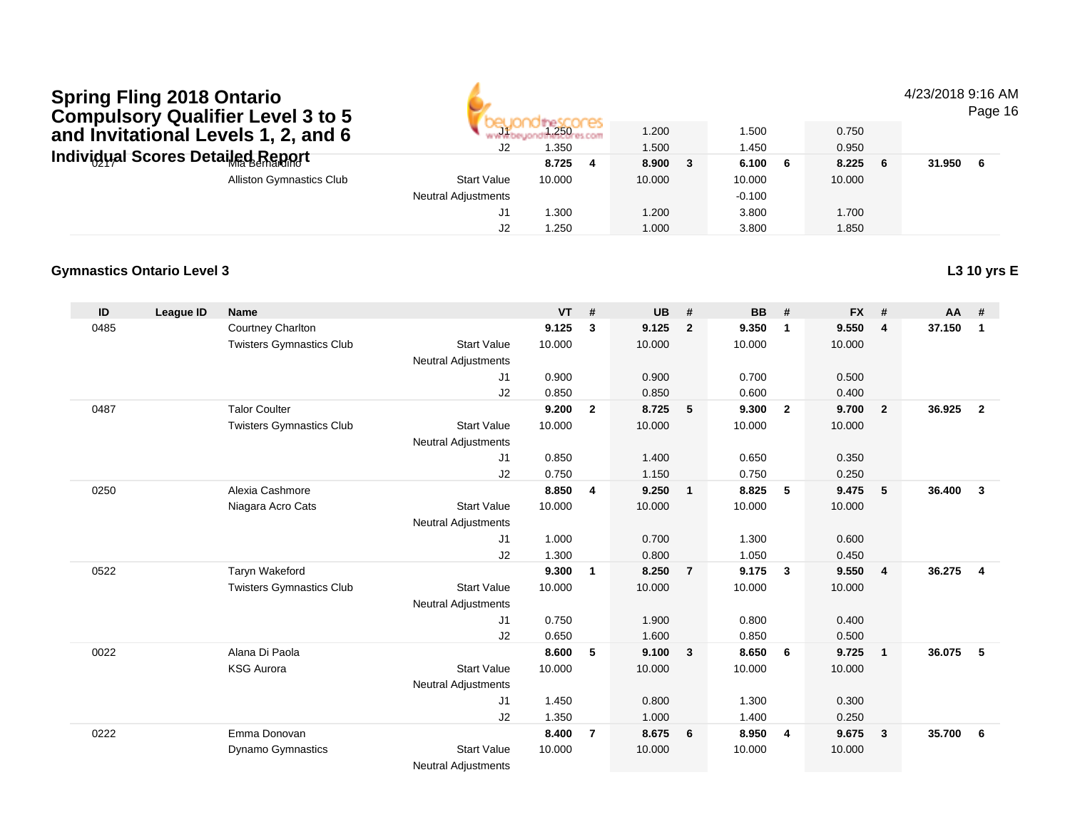# Spring Fling 2018 Ontario Compulsory Qualifier Level 3 to 5 and Invitational Levels 1, 2, and 6

## Individual Scores Detailed Report

4/23/2018 9:16 AM

| ID | League ID | Name | | VT | # | UB | # | BB | # | FX | # | AA | # |
|---|---|---|---|---|---|---|---|---|---|---|---|---|---|
| | | | J1 | 1.250 | | 1.200 | | 1.500 | | 0.750 | | | |
| | | | J2 | 1.350 | | 1.500 | | 1.450 | | 0.950 | | | |
| 0217 | | Mia Bernardino | | **8.725** | **4** | **8.900** | **3** | **6.100** | **6** | **8.225** | **6** | **31.950** | **6** |
| | | Alliston Gymnastics Club | Start Value | 10.000 | | 10.000 | | 10.000 | | 10.000 | | | |
| | | | Neutral Adjustments | | | | | -0.100 | | | | | |
| | | | J1 | 1.300 | | 1.200 | | 3.800 | | 1.700 | | | |
| | | | J2 | 1.250 | | 1.000 | | 3.800 | | 1.850 | | | |

### Gymnastics Ontario Level 3

**L3 10 yrs E**

| ID | League ID | Name | | VT | # | UB | # | BB | # | FX | # | AA | # |
|---|---|---|---|---|---|---|---|---|---|---|---|---|---|
| 0485 | | Courtney Charlton | | **9.125** | **3** | **9.125** | **2** | **9.350** | **1** | **9.550** | **4** | **37.150** | **1** |
| | | Twisters Gymnastics Club | Start Value | 10.000 | | 10.000 | | 10.000 | | 10.000 | | | |
| | | | Neutral Adjustments | | | | | | | | | | |
| | | | J1 | 0.900 | | 0.900 | | 0.700 | | 0.500 | | | |
| | | | J2 | 0.850 | | 0.850 | | 0.600 | | 0.400 | | | |
| 0487 | | Talor Coulter | | **9.200** | **2** | **8.725** | **5** | **9.300** | **2** | **9.700** | **2** | **36.925** | **2** |
| | | Twisters Gymnastics Club | Start Value | 10.000 | | 10.000 | | 10.000 | | 10.000 | | | |
| | | | Neutral Adjustments | | | | | | | | | | |
| | | | J1 | 0.850 | | 1.400 | | 0.650 | | 0.350 | | | |
| | | | J2 | 0.750 | | 1.150 | | 0.750 | | 0.250 | | | |
| 0250 | | Alexia Cashmore | | **8.850** | **4** | **9.250** | **1** | **8.825** | **5** | **9.475** | **5** | **36.400** | **3** |
| | | Niagara Acro Cats | Start Value | 10.000 | | 10.000 | | 10.000 | | 10.000 | | | |
| | | | Neutral Adjustments | | | | | | | | | | |
| | | | J1 | 1.000 | | 0.700 | | 1.300 | | 0.600 | | | |
| | | | J2 | 1.300 | | 0.800 | | 1.050 | | 0.450 | | | |
| 0522 | | Taryn Wakeford | | **9.300** | **1** | **8.250** | **7** | **9.175** | **3** | **9.550** | **4** | **36.275** | **4** |
| | | Twisters Gymnastics Club | Start Value | 10.000 | | 10.000 | | 10.000 | | 10.000 | | | |
| | | | Neutral Adjustments | | | | | | | | | | |
| | | | J1 | 0.750 | | 1.900 | | 0.800 | | 0.400 | | | |
| | | | J2 | 0.650 | | 1.600 | | 0.850 | | 0.500 | | | |
| 0022 | | Alana Di Paola | | **8.600** | **5** | **9.100** | **3** | **8.650** | **6** | **9.725** | **1** | **36.075** | **5** |
| | | KSG Aurora | Start Value | 10.000 | | 10.000 | | 10.000 | | 10.000 | | | |
| | | | Neutral Adjustments | | | | | | | | | | |
| | | | J1 | 1.450 | | 0.800 | | 1.300 | | 0.300 | | | |
| | | | J2 | 1.350 | | 1.000 | | 1.400 | | 0.250 | | | |
| 0222 | | Emma Donovan | | **8.400** | **7** | **8.675** | **6** | **8.950** | **4** | **9.675** | **3** | **35.700** | **6** |
| | | Dynamo Gymnastics | Start Value | 10.000 | | 10.000 | | 10.000 | | 10.000 | | | |
| | | | Neutral Adjustments | | | | | | | | | | |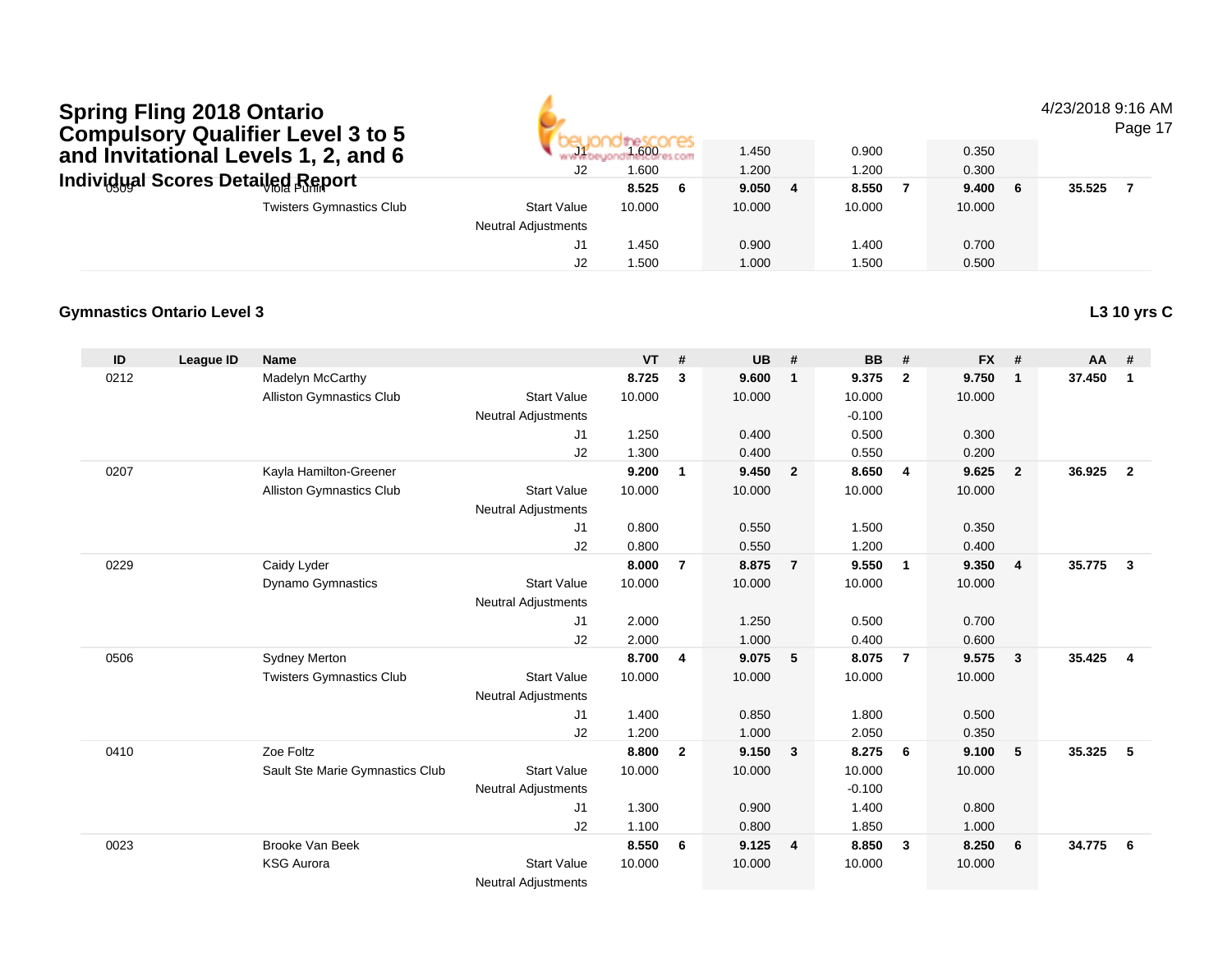# Spring Fling 2018 Ontario Compulsory Qualifier Level 3 to 5 and Invitational Levels 1, 2, and 6

## Individual Scores Detailed Report

4/23/2018 9:16 AM

| ID | League ID | Name | | VT | # | UB | # | BB | # | FX | # | AA | # |
|---|---|---|---|---|---|---|---|---|---|---|---|---|---|
| | | | J1 | 1.600 | | 1.450 | | 0.900 | | 0.350 | | | |
| | | | J2 | 1.600 | | 1.200 | | 1.200 | | 0.300 | | | |
| 0509 | | Viola Puhn | | 8.525 | 6 | 9.050 | 4 | 8.550 | 7 | 9.400 | 6 | 35.525 | 7 |
| | | Twisters Gymnastics Club | Start Value | 10.000 | | 10.000 | | 10.000 | | 10.000 | | | |
| | | | Neutral Adjustments | | | | | | | | | | |
| | | | J1 | 1.450 | | 0.900 | | 1.400 | | 0.700 | | | |
| | | | J2 | 1.500 | | 1.000 | | 1.500 | | 0.500 | | | |

### Gymnastics Ontario Level 3

**L3 10 yrs C**

| ID | League ID | Name | | VT | # | UB | # | BB | # | FX | # | AA | # |
|---|---|---|---|---|---|---|---|---|---|---|---|---|---|
| 0212 | | Madelyn McCarthy | | 8.725 | 3 | 9.600 | 1 | 9.375 | 2 | 9.750 | 1 | 37.450 | 1 |
| | | Alliston Gymnastics Club | Start Value | 10.000 | | 10.000 | | 10.000 | | 10.000 | | | |
| | | | Neutral Adjustments | | | | | -0.100 | | | | | |
| | | | J1 | 1.250 | | 0.400 | | 0.500 | | 0.300 | | | |
| | | | J2 | 1.300 | | 0.400 | | 0.550 | | 0.200 | | | |
| 0207 | | Kayla Hamilton-Greener | | 9.200 | 1 | 9.450 | 2 | 8.650 | 4 | 9.625 | 2 | 36.925 | 2 |
| | | Alliston Gymnastics Club | Start Value | 10.000 | | 10.000 | | 10.000 | | 10.000 | | | |
| | | | Neutral Adjustments | | | | | | | | | | |
| | | | J1 | 0.800 | | 0.550 | | 1.500 | | 0.350 | | | |
| | | | J2 | 0.800 | | 0.550 | | 1.200 | | 0.400 | | | |
| 0229 | | Caidy Lyder | | 8.000 | 7 | 8.875 | 7 | 9.550 | 1 | 9.350 | 4 | 35.775 | 3 |
| | | Dynamo Gymnastics | Start Value | 10.000 | | 10.000 | | 10.000 | | 10.000 | | | |
| | | | Neutral Adjustments | | | | | | | | | | |
| | | | J1 | 2.000 | | 1.250 | | 0.500 | | 0.700 | | | |
| | | | J2 | 2.000 | | 1.000 | | 0.400 | | 0.600 | | | |
| 0506 | | Sydney Merton | | 8.700 | 4 | 9.075 | 5 | 8.075 | 7 | 9.575 | 3 | 35.425 | 4 |
| | | Twisters Gymnastics Club | Start Value | 10.000 | | 10.000 | | 10.000 | | 10.000 | | | |
| | | | Neutral Adjustments | | | | | | | | | | |
| | | | J1 | 1.400 | | 0.850 | | 1.800 | | 0.500 | | | |
| | | | J2 | 1.200 | | 1.000 | | 2.050 | | 0.350 | | | |
| 0410 | | Zoe Foltz | | 8.800 | 2 | 9.150 | 3 | 8.275 | 6 | 9.100 | 5 | 35.325 | 5 |
| | | Sault Ste Marie Gymnastics Club | Start Value | 10.000 | | 10.000 | | 10.000 | | 10.000 | | | |
| | | | Neutral Adjustments | | | | | -0.100 | | | | | |
| | | | J1 | 1.300 | | 0.900 | | 1.400 | | 0.800 | | | |
| | | | J2 | 1.100 | | 0.800 | | 1.850 | | 1.000 | | | |
| 0023 | | Brooke Van Beek | | 8.550 | 6 | 9.125 | 4 | 8.850 | 3 | 8.250 | 6 | 34.775 | 6 |
| | | KSG Aurora | Start Value | 10.000 | | 10.000 | | 10.000 | | 10.000 | | | |
| | | | Neutral Adjustments | | | | | | | | | | |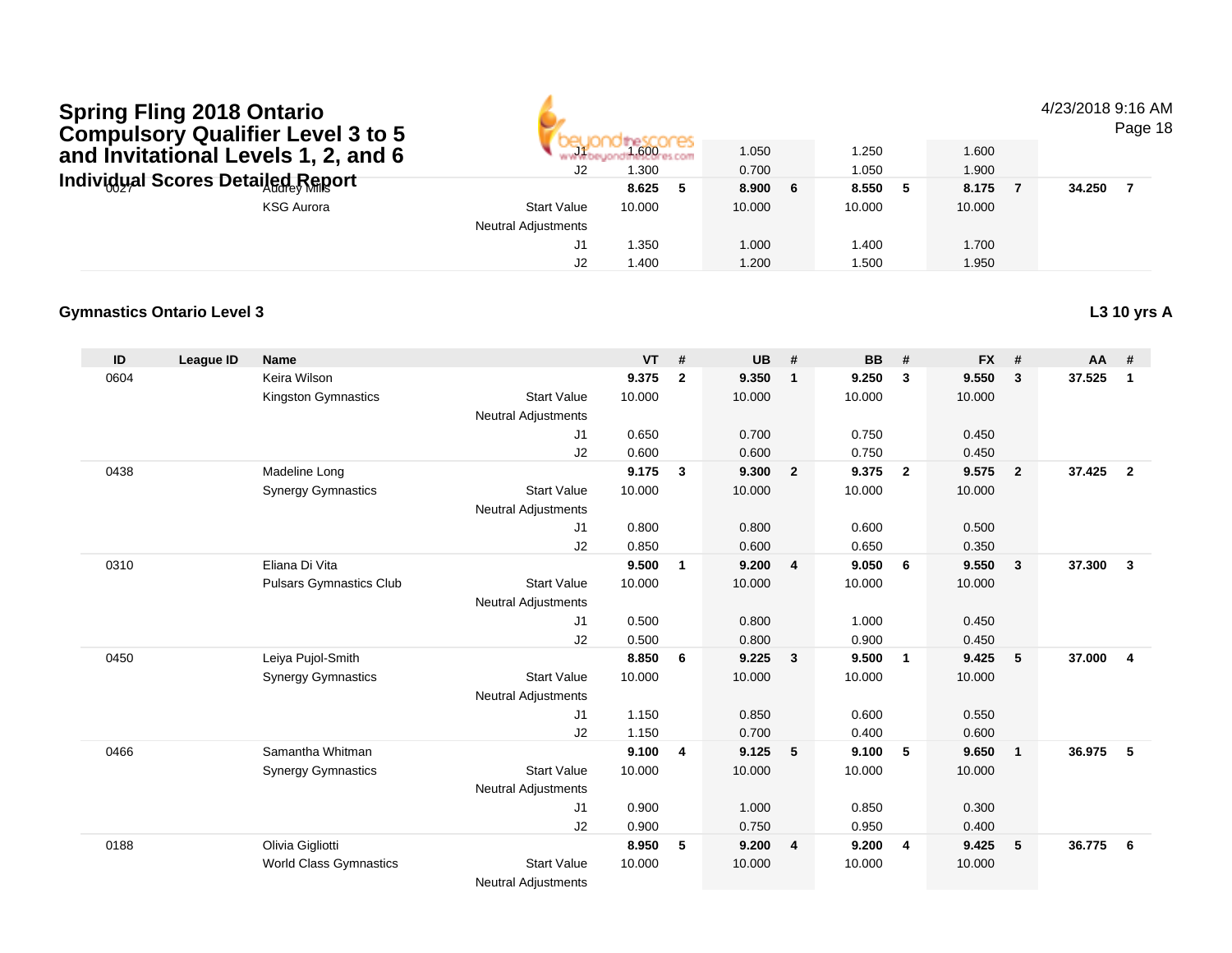# Spring Fling 2018 Ontario Compulsory Qualifier Level 3 to 5 and Invitational Levels 1, 2, and 6

## Individual Scores Detailed Report

4/23/2018 9:16 AM

| ID | League ID | Name | | VT | # | UB | # | BB | # | FX | # | AA | # |
|---|---|---|---|---|---|---|---|---|---|---|---|---|---|
| | | | J1 | 1.600 | | 1.050 | | 1.250 | | 1.600 | | | |
| | | | J2 | 1.300 | | 0.700 | | 1.050 | | 1.900 | | | |
| 0027 | | Audrey Mills | | **8.625** | **5** | **8.900** | **6** | **8.550** | **5** | **8.175** | **7** | **34.250** | **7** |
| | | KSG Aurora | Start Value | 10.000 | | 10.000 | | 10.000 | | 10.000 | | | |
| | | | Neutral Adjustments | | | | | | | | | | |
| | | | J1 | 1.350 | | 1.000 | | 1.400 | | 1.700 | | | |
| | | | J2 | 1.400 | | 1.200 | | 1.500 | | 1.950 | | | |

### Gymnastics Ontario Level 3

**L3 10 yrs A**

| ID | League ID | Name | | VT | # | UB | # | BB | # | FX | # | AA | # |
|---|---|---|---|---|---|---|---|---|---|---|---|---|---|
| 0604 | | Keira Wilson | | **9.375** | **2** | **9.350** | **1** | **9.250** | **3** | **9.550** | **3** | **37.525** | **1** |
| | | Kingston Gymnastics | Start Value | 10.000 | | 10.000 | | 10.000 | | 10.000 | | | |
| | | | Neutral Adjustments | | | | | | | | | | |
| | | | J1 | 0.650 | | 0.700 | | 0.750 | | 0.450 | | | |
| | | | J2 | 0.600 | | 0.600 | | 0.750 | | 0.450 | | | |
| 0438 | | Madeline Long | | **9.175** | **3** | **9.300** | **2** | **9.375** | **2** | **9.575** | **2** | **37.425** | **2** |
| | | Synergy Gymnastics | Start Value | 10.000 | | 10.000 | | 10.000 | | 10.000 | | | |
| | | | Neutral Adjustments | | | | | | | | | | |
| | | | J1 | 0.800 | | 0.800 | | 0.600 | | 0.500 | | | |
| | | | J2 | 0.850 | | 0.600 | | 0.650 | | 0.350 | | | |
| 0310 | | Eliana Di Vita | | **9.500** | **1** | **9.200** | **4** | **9.050** | **6** | **9.550** | **3** | **37.300** | **3** |
| | | Pulsars Gymnastics Club | Start Value | 10.000 | | 10.000 | | 10.000 | | 10.000 | | | |
| | | | Neutral Adjustments | | | | | | | | | | |
| | | | J1 | 0.500 | | 0.800 | | 1.000 | | 0.450 | | | |
| | | | J2 | 0.500 | | 0.800 | | 0.900 | | 0.450 | | | |
| 0450 | | Leiya Pujol-Smith | | **8.850** | **6** | **9.225** | **3** | **9.500** | **1** | **9.425** | **5** | **37.000** | **4** |
| | | Synergy Gymnastics | Start Value | 10.000 | | 10.000 | | 10.000 | | 10.000 | | | |
| | | | Neutral Adjustments | | | | | | | | | | |
| | | | J1 | 1.150 | | 0.850 | | 0.600 | | 0.550 | | | |
| | | | J2 | 1.150 | | 0.700 | | 0.400 | | 0.600 | | | |
| 0466 | | Samantha Whitman | | **9.100** | **4** | **9.125** | **5** | **9.100** | **5** | **9.650** | **1** | **36.975** | **5** |
| | | Synergy Gymnastics | Start Value | 10.000 | | 10.000 | | 10.000 | | 10.000 | | | |
| | | | Neutral Adjustments | | | | | | | | | | |
| | | | J1 | 0.900 | | 1.000 | | 0.850 | | 0.300 | | | |
| | | | J2 | 0.900 | | 0.750 | | 0.950 | | 0.400 | | | |
| 0188 | | Olivia Gigliotti | | **8.950** | **5** | **9.200** | **4** | **9.200** | **4** | **9.425** | **5** | **36.775** | **6** |
| | | World Class Gymnastics | Start Value | 10.000 | | 10.000 | | 10.000 | | 10.000 | | | |
| | | | Neutral Adjustments | | | | | | | | | | |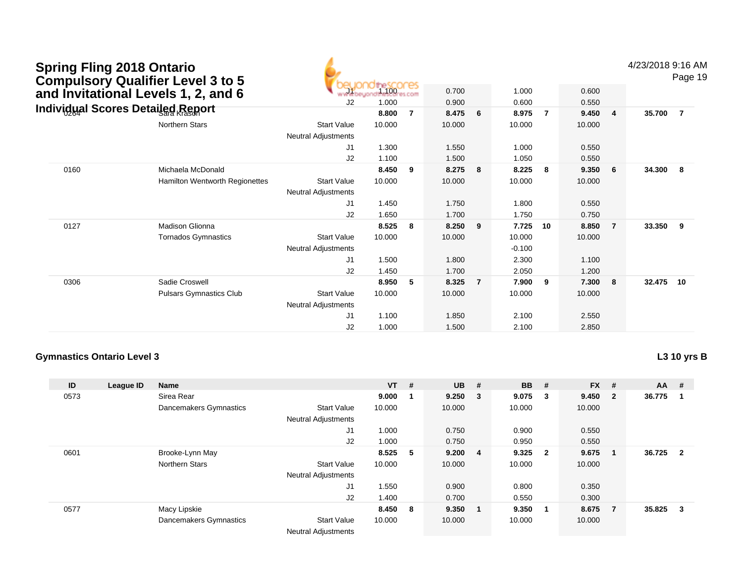# Spring Fling 2018 Ontario Compulsory Qualifier Level 3 to 5 and Invitational Levels 1, 2, and 6

4/23/2018 9:16 AM

## Individual Scores Detailed Report

| ID | League ID | Name | | VT | # | UB | # | BB | # | FX | # | AA | # |
|---|---|---|---|---|---|---|---|---|---|---|---|---|---|
| | | | J1 | 1.100 | | 0.700 | | 1.000 | | 0.600 | | | |
| | | | J2 | 1.000 | | 0.900 | | 0.600 | | 0.550 | | | |
| 0264 | | Sara Krason | | **8.800** | **7** | **8.475** | **6** | **8.975** | **7** | **9.450** | **4** | **35.700** | **7** |
| | | Northern Stars | Start Value | 10.000 | | 10.000 | | 10.000 | | 10.000 | | | |
| | | | Neutral Adjustments | | | | | | | | | | |
| | | | J1 | 1.300 | | 1.550 | | 1.000 | | 0.550 | | | |
| | | | J2 | 1.100 | | 1.500 | | 1.050 | | 0.550 | | | |
| 0160 | | Michaela McDonald | | **8.450** | **9** | **8.275** | **8** | **8.225** | **8** | **9.350** | **6** | **34.300** | **8** |
| | | Hamilton Wentworth Regionettes | Start Value | 10.000 | | 10.000 | | 10.000 | | 10.000 | | | |
| | | | Neutral Adjustments | | | | | | | | | | |
| | | | J1 | 1.450 | | 1.750 | | 1.800 | | 0.550 | | | |
| | | | J2 | 1.650 | | 1.700 | | 1.750 | | 0.750 | | | |
| 0127 | | Madison Glionna | | **8.525** | **8** | **8.250** | **9** | **7.725** | **10** | **8.850** | **7** | **33.350** | **9** |
| | | Tornados Gymnastics | Start Value | 10.000 | | 10.000 | | 10.000 | | 10.000 | | | |
| | | | Neutral Adjustments | | | | | -0.100 | | | | | |
| | | | J1 | 1.500 | | 1.800 | | 2.300 | | 1.100 | | | |
| | | | J2 | 1.450 | | 1.700 | | 2.050 | | 1.200 | | | |
| 0306 | | Sadie Croswell | | **8.950** | **5** | **8.325** | **7** | **7.900** | **9** | **7.300** | **8** | **32.475** | **10** |
| | | Pulsars Gymnastics Club | Start Value | 10.000 | | 10.000 | | 10.000 | | 10.000 | | | |
| | | | Neutral Adjustments | | | | | | | | | | |
| | | | J1 | 1.100 | | 1.850 | | 2.100 | | 2.550 | | | |
| | | | J2 | 1.000 | | 1.500 | | 2.100 | | 2.850 | | | |

### Gymnastics Ontario Level 3

**L3 10 yrs B**

| ID | League ID | Name | | VT | # | UB | # | BB | # | FX | # | AA | # |
|---|---|---|---|---|---|---|---|---|---|---|---|---|---|
| 0573 | | Sirea Rear | | **9.000** | **1** | **9.250** | **3** | **9.075** | **3** | **9.450** | **2** | **36.775** | **1** |
| | | Dancemakers Gymnastics | Start Value | 10.000 | | 10.000 | | 10.000 | | 10.000 | | | |
| | | | Neutral Adjustments | | | | | | | | | | |
| | | | J1 | 1.000 | | 0.750 | | 0.900 | | 0.550 | | | |
| | | | J2 | 1.000 | | 0.750 | | 0.950 | | 0.550 | | | |
| 0601 | | Brooke-Lynn May | | **8.525** | **5** | **9.200** | **4** | **9.325** | **2** | **9.675** | **1** | **36.725** | **2** |
| | | Northern Stars | Start Value | 10.000 | | 10.000 | | 10.000 | | 10.000 | | | |
| | | | Neutral Adjustments | | | | | | | | | | |
| | | | J1 | 1.550 | | 0.900 | | 0.800 | | 0.350 | | | |
| | | | J2 | 1.400 | | 0.700 | | 0.550 | | 0.300 | | | |
| 0577 | | Macy Lipskie | | **8.450** | **8** | **9.350** | **1** | **9.350** | **1** | **8.675** | **7** | **35.825** | **3** |
| | | Dancemakers Gymnastics | Start Value | 10.000 | | 10.000 | | 10.000 | | 10.000 | | | |
| | | | Neutral Adjustments | | | | | | | | | | |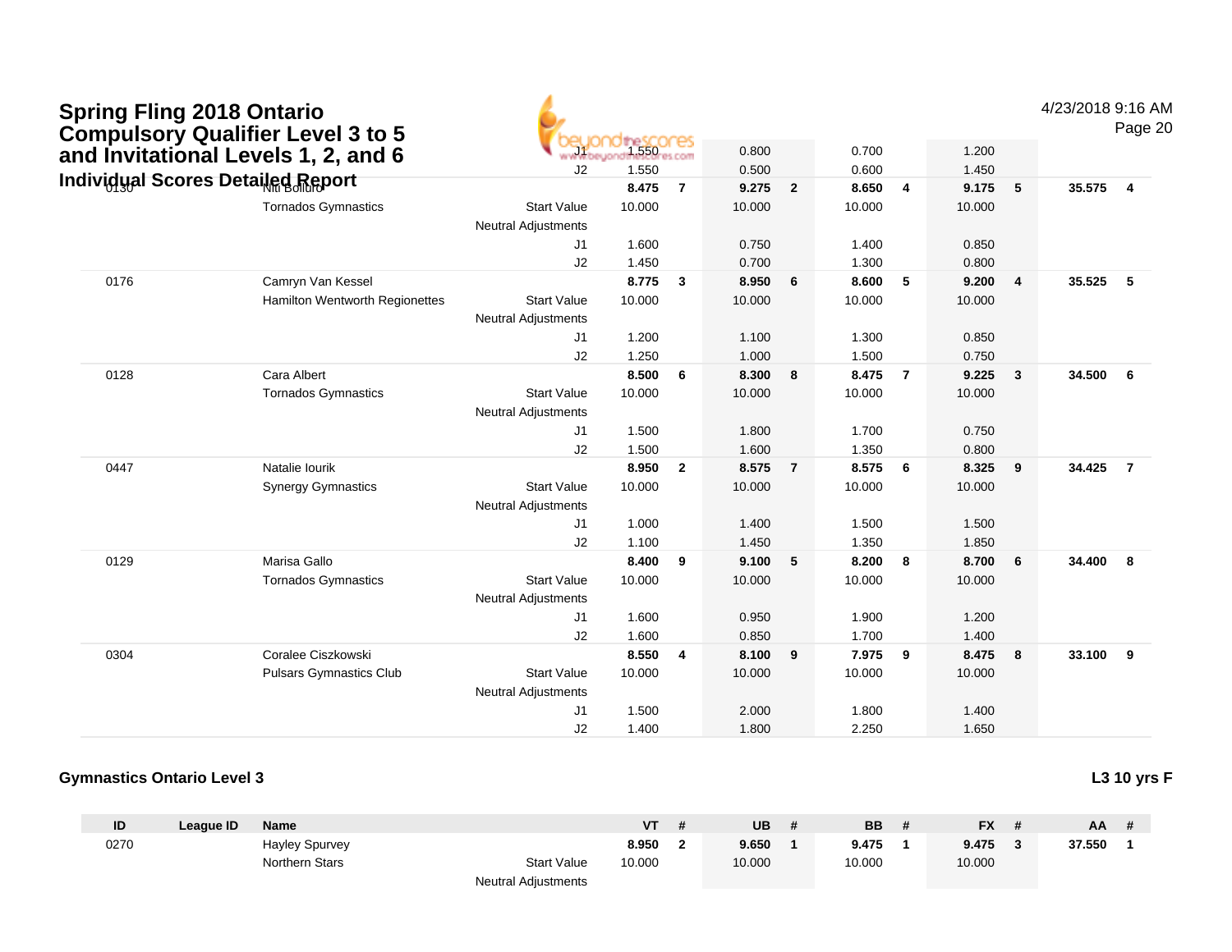# Spring Fling 2018 Ontario Compulsory Qualifier Level 3 to 5 and Invitational Levels 1, 2, and 6

## Individual Scores Detailed Report

4/23/2018 9:16 AM

| ID | League ID | Name | | VT | # | UB | # | BB | # | FX | # | AA | # |
|---|---|---|---|---|---|---|---|---|---|---|---|---|---|
| | | | J1 | 1.550 | | 0.800 | | 0.700 | | 1.200 | | | |
| | | | J2 | 1.550 | | 0.500 | | 0.600 | | 1.450 | | | |
| 0130 | | Niti Bolluro | | **8.475** | **7** | **9.275** | **2** | **8.650** | **4** | **9.175** | **5** | **35.575** | **4** |
| | | Tornados Gymnastics | Start Value | 10.000 | | 10.000 | | 10.000 | | 10.000 | | | |
| | | | Neutral Adjustments | | | | | | | | | | |
| | | | J1 | 1.600 | | 0.750 | | 1.400 | | 0.850 | | | |
| | | | J2 | 1.450 | | 0.700 | | 1.300 | | 0.800 | | | |
| 0176 | | Camryn Van Kessel | | **8.775** | **3** | **8.950** | **6** | **8.600** | **5** | **9.200** | **4** | **35.525** | **5** |
| | | Hamilton Wentworth Regionettes | Start Value | 10.000 | | 10.000 | | 10.000 | | 10.000 | | | |
| | | | Neutral Adjustments | | | | | | | | | | |
| | | | J1 | 1.200 | | 1.100 | | 1.300 | | 0.850 | | | |
| | | | J2 | 1.250 | | 1.000 | | 1.500 | | 0.750 | | | |
| 0128 | | Cara Albert | | **8.500** | **6** | **8.300** | **8** | **8.475** | **7** | **9.225** | **3** | **34.500** | **6** |
| | | Tornados Gymnastics | Start Value | 10.000 | | 10.000 | | 10.000 | | 10.000 | | | |
| | | | Neutral Adjustments | | | | | | | | | | |
| | | | J1 | 1.500 | | 1.800 | | 1.700 | | 0.750 | | | |
| | | | J2 | 1.500 | | 1.600 | | 1.350 | | 0.800 | | | |
| 0447 | | Natalie Iourik | | **8.950** | **2** | **8.575** | **7** | **8.575** | **6** | **8.325** | **9** | **34.425** | **7** |
| | | Synergy Gymnastics | Start Value | 10.000 | | 10.000 | | 10.000 | | 10.000 | | | |
| | | | Neutral Adjustments | | | | | | | | | | |
| | | | J1 | 1.000 | | 1.400 | | 1.500 | | 1.500 | | | |
| | | | J2 | 1.100 | | 1.450 | | 1.350 | | 1.850 | | | |
| 0129 | | Marisa Gallo | | **8.400** | **9** | **9.100** | **5** | **8.200** | **8** | **8.700** | **6** | **34.400** | **8** |
| | | Tornados Gymnastics | Start Value | 10.000 | | 10.000 | | 10.000 | | 10.000 | | | |
| | | | Neutral Adjustments | | | | | | | | | | |
| | | | J1 | 1.600 | | 0.950 | | 1.900 | | 1.200 | | | |
| | | | J2 | 1.600 | | 0.850 | | 1.700 | | 1.400 | | | |
| 0304 | | Coralee Ciszkowski | | **8.550** | **4** | **8.100** | **9** | **7.975** | **9** | **8.475** | **8** | **33.100** | **9** |
| | | Pulsars Gymnastics Club | Start Value | 10.000 | | 10.000 | | 10.000 | | 10.000 | | | |
| | | | Neutral Adjustments | | | | | | | | | | |
| | | | J1 | 1.500 | | 2.000 | | 1.800 | | 1.400 | | | |
| | | | J2 | 1.400 | | 1.800 | | 2.250 | | 1.650 | | | |

### Gymnastics Ontario Level 3

**L3 10 yrs F**

| ID | League ID | Name | | VT | # | UB | # | BB | # | FX | # | AA | # |
|---|---|---|---|---|---|---|---|---|---|---|---|---|---|
| 0270 | | Hayley Spurvey | | **8.950** | **2** | **9.650** | **1** | **9.475** | **1** | **9.475** | **3** | **37.550** | **1** |
| | | Northern Stars | Start Value | 10.000 | | 10.000 | | 10.000 | | 10.000 | | | |
| | | | Neutral Adjustments | | | | | | | | | | |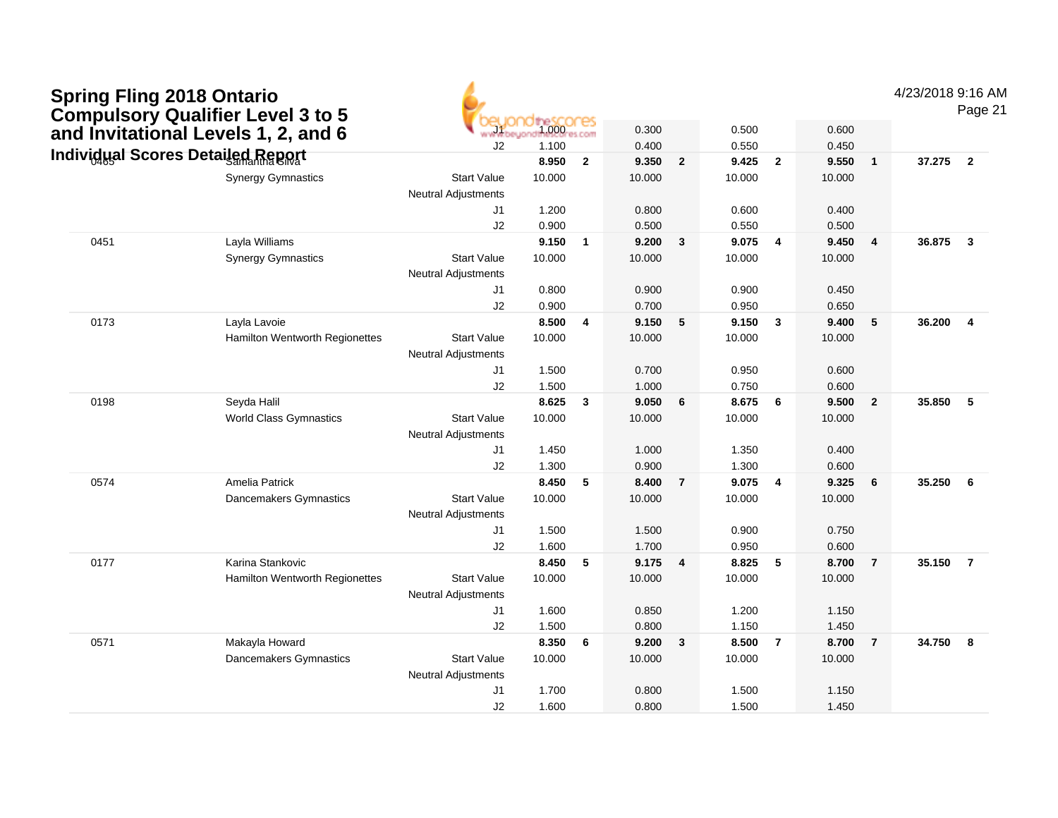# Spring Fling 2018 Ontario Compulsory Qualifier Level 3 to 5 and Invitational Levels 1, 2, and 6

## Individual Scores Detailed Report

4/23/2018 9:16 AM

| # | Name / Club | | Vault | Rank | Bars | Rank | Beam | Rank | Floor | Rank | AA | Rank |
|---|---|---|---|---|---|---|---|---|---|---|---|---|
| | | J1 | 1.000 | | 0.300 | | 0.500 | | 0.600 | | | |
| | | J2 | 1.100 | | 0.400 | | 0.550 | | 0.450 | | | |
| 0465 | Samantha Silva | | **8.950** | **2** | **9.350** | **2** | **9.425** | **2** | **9.550** | **1** | **37.275** | **2** |
| | Synergy Gymnastics | Start Value | 10.000 | | 10.000 | | 10.000 | | 10.000 | | | |
| | | Neutral Adjustments | | | | | | | | | | |
| | | J1 | 1.200 | | 0.800 | | 0.600 | | 0.400 | | | |
| | | J2 | 0.900 | | 0.500 | | 0.550 | | 0.500 | | | |
| 0451 | Layla Williams | | **9.150** | **1** | **9.200** | **3** | **9.075** | **4** | **9.450** | **4** | **36.875** | **3** |
| | Synergy Gymnastics | Start Value | 10.000 | | 10.000 | | 10.000 | | 10.000 | | | |
| | | Neutral Adjustments | | | | | | | | | | |
| | | J1 | 0.800 | | 0.900 | | 0.900 | | 0.450 | | | |
| | | J2 | 0.900 | | 0.700 | | 0.950 | | 0.650 | | | |
| 0173 | Layla Lavoie | | **8.500** | **4** | **9.150** | **5** | **9.150** | **3** | **9.400** | **5** | **36.200** | **4** |
| | Hamilton Wentworth Regionettes | Start Value | 10.000 | | 10.000 | | 10.000 | | 10.000 | | | |
| | | Neutral Adjustments | | | | | | | | | | |
| | | J1 | 1.500 | | 0.700 | | 0.950 | | 0.600 | | | |
| | | J2 | 1.500 | | 1.000 | | 0.750 | | 0.600 | | | |
| 0198 | Seyda Halil | | **8.625** | **3** | **9.050** | **6** | **8.675** | **6** | **9.500** | **2** | **35.850** | **5** |
| | World Class Gymnastics | Start Value | 10.000 | | 10.000 | | 10.000 | | 10.000 | | | |
| | | Neutral Adjustments | | | | | | | | | | |
| | | J1 | 1.450 | | 1.000 | | 1.350 | | 0.400 | | | |
| | | J2 | 1.300 | | 0.900 | | 1.300 | | 0.600 | | | |
| 0574 | Amelia Patrick | | **8.450** | **5** | **8.400** | **7** | **9.075** | **4** | **9.325** | **6** | **35.250** | **6** |
| | Dancemakers Gymnastics | Start Value | 10.000 | | 10.000 | | 10.000 | | 10.000 | | | |
| | | Neutral Adjustments | | | | | | | | | | |
| | | J1 | 1.500 | | 1.500 | | 0.900 | | 0.750 | | | |
| | | J2 | 1.600 | | 1.700 | | 0.950 | | 0.600 | | | |
| 0177 | Karina Stankovic | | **8.450** | **5** | **9.175** | **4** | **8.825** | **5** | **8.700** | **7** | **35.150** | **7** |
| | Hamilton Wentworth Regionettes | Start Value | 10.000 | | 10.000 | | 10.000 | | 10.000 | | | |
| | | Neutral Adjustments | | | | | | | | | | |
| | | J1 | 1.600 | | 0.850 | | 1.200 | | 1.150 | | | |
| | | J2 | 1.500 | | 0.800 | | 1.150 | | 1.450 | | | |
| 0571 | Makayla Howard | | **8.350** | **6** | **9.200** | **3** | **8.500** | **7** | **8.700** | **7** | **34.750** | **8** |
| | Dancemakers Gymnastics | Start Value | 10.000 | | 10.000 | | 10.000 | | 10.000 | | | |
| | | Neutral Adjustments | | | | | | | | | | |
| | | J1 | 1.700 | | 0.800 | | 1.500 | | 1.150 | | | |
| | | J2 | 1.600 | | 0.800 | | 1.500 | | 1.450 | | | |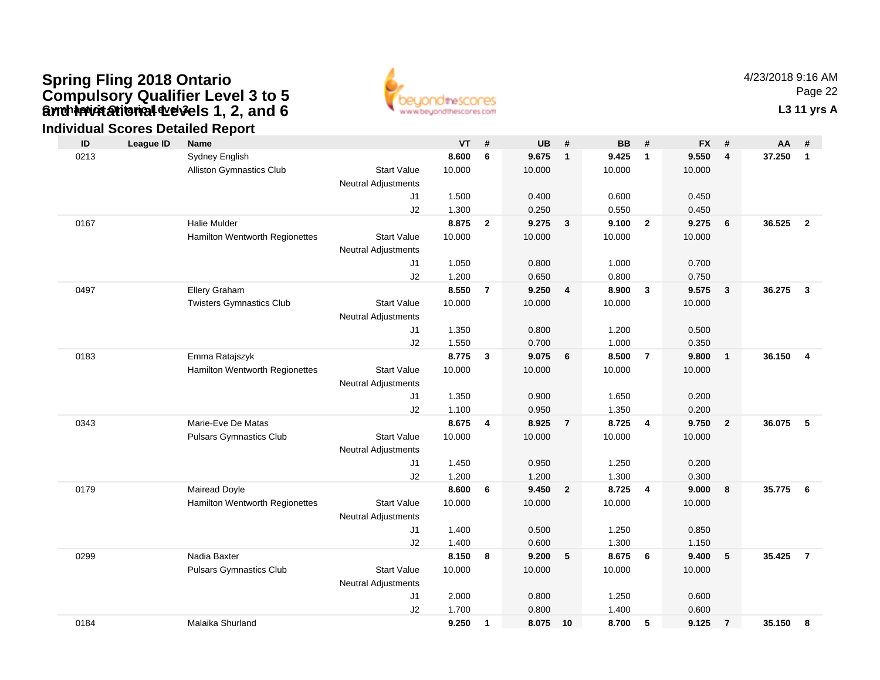# Spring Fling 2018 Ontario Compulsory Qualifier Level 3 to 5 and Invitational Levels 1, 2, and 6

Gymnastics Ontario Level 3

## Individual Scores Detailed Report

4/23/2018 9:16 AM

**L3 11 yrs A**

| ID | League ID | Name | | VT | # | UB | # | BB | # | FX | # | AA | # |
|---|---|---|---|---|---|---|---|---|---|---|---|---|---|
| 0213 | | Sydney English | | **8.600** | **6** | **9.675** | **1** | **9.425** | **1** | **9.550** | **4** | **37.250** | **1** |
| | | Alliston Gymnastics Club | Start Value | 10.000 | | 10.000 | | 10.000 | | 10.000 | | | |
| | | | Neutral Adjustments | | | | | | | | | | |
| | | | J1 | 1.500 | | 0.400 | | 0.600 | | 0.450 | | | |
| | | | J2 | 1.300 | | 0.250 | | 0.550 | | 0.450 | | | |
| 0167 | | Halie Mulder | | **8.875** | **2** | **9.275** | **3** | **9.100** | **2** | **9.275** | **6** | **36.525** | **2** |
| | | Hamilton Wentworth Regionettes | Start Value | 10.000 | | 10.000 | | 10.000 | | 10.000 | | | |
| | | | Neutral Adjustments | | | | | | | | | | |
| | | | J1 | 1.050 | | 0.800 | | 1.000 | | 0.700 | | | |
| | | | J2 | 1.200 | | 0.650 | | 0.800 | | 0.750 | | | |
| 0497 | | Ellery Graham | | **8.550** | **7** | **9.250** | **4** | **8.900** | **3** | **9.575** | **3** | **36.275** | **3** |
| | | Twisters Gymnastics Club | Start Value | 10.000 | | 10.000 | | 10.000 | | 10.000 | | | |
| | | | Neutral Adjustments | | | | | | | | | | |
| | | | J1 | 1.350 | | 0.800 | | 1.200 | | 0.500 | | | |
| | | | J2 | 1.550 | | 0.700 | | 1.000 | | 0.350 | | | |
| 0183 | | Emma Ratajszyk | | **8.775** | **3** | **9.075** | **6** | **8.500** | **7** | **9.800** | **1** | **36.150** | **4** |
| | | Hamilton Wentworth Regionettes | Start Value | 10.000 | | 10.000 | | 10.000 | | 10.000 | | | |
| | | | Neutral Adjustments | | | | | | | | | | |
| | | | J1 | 1.350 | | 0.900 | | 1.650 | | 0.200 | | | |
| | | | J2 | 1.100 | | 0.950 | | 1.350 | | 0.200 | | | |
| 0343 | | Marie-Eve De Matas | | **8.675** | **4** | **8.925** | **7** | **8.725** | **4** | **9.750** | **2** | **36.075** | **5** |
| | | Pulsars Gymnastics Club | Start Value | 10.000 | | 10.000 | | 10.000 | | 10.000 | | | |
| | | | Neutral Adjustments | | | | | | | | | | |
| | | | J1 | 1.450 | | 0.950 | | 1.250 | | 0.200 | | | |
| | | | J2 | 1.200 | | 1.200 | | 1.300 | | 0.300 | | | |
| 0179 | | Mairead Doyle | | **8.600** | **6** | **9.450** | **2** | **8.725** | **4** | **9.000** | **8** | **35.775** | **6** |
| | | Hamilton Wentworth Regionettes | Start Value | 10.000 | | 10.000 | | 10.000 | | 10.000 | | | |
| | | | Neutral Adjustments | | | | | | | | | | |
| | | | J1 | 1.400 | | 0.500 | | 1.250 | | 0.850 | | | |
| | | | J2 | 1.400 | | 0.600 | | 1.300 | | 1.150 | | | |
| 0299 | | Nadia Baxter | | **8.150** | **8** | **9.200** | **5** | **8.675** | **6** | **9.400** | **5** | **35.425** | **7** |
| | | Pulsars Gymnastics Club | Start Value | 10.000 | | 10.000 | | 10.000 | | 10.000 | | | |
| | | | Neutral Adjustments | | | | | | | | | | |
| | | | J1 | 2.000 | | 0.800 | | 1.250 | | 0.600 | | | |
| | | | J2 | 1.700 | | 0.800 | | 1.400 | | 0.600 | | | |
| 0184 | | Malaika Shurland | | **9.250** | **1** | **8.075** | **10** | **8.700** | **5** | **9.125** | **7** | **35.150** | **8** |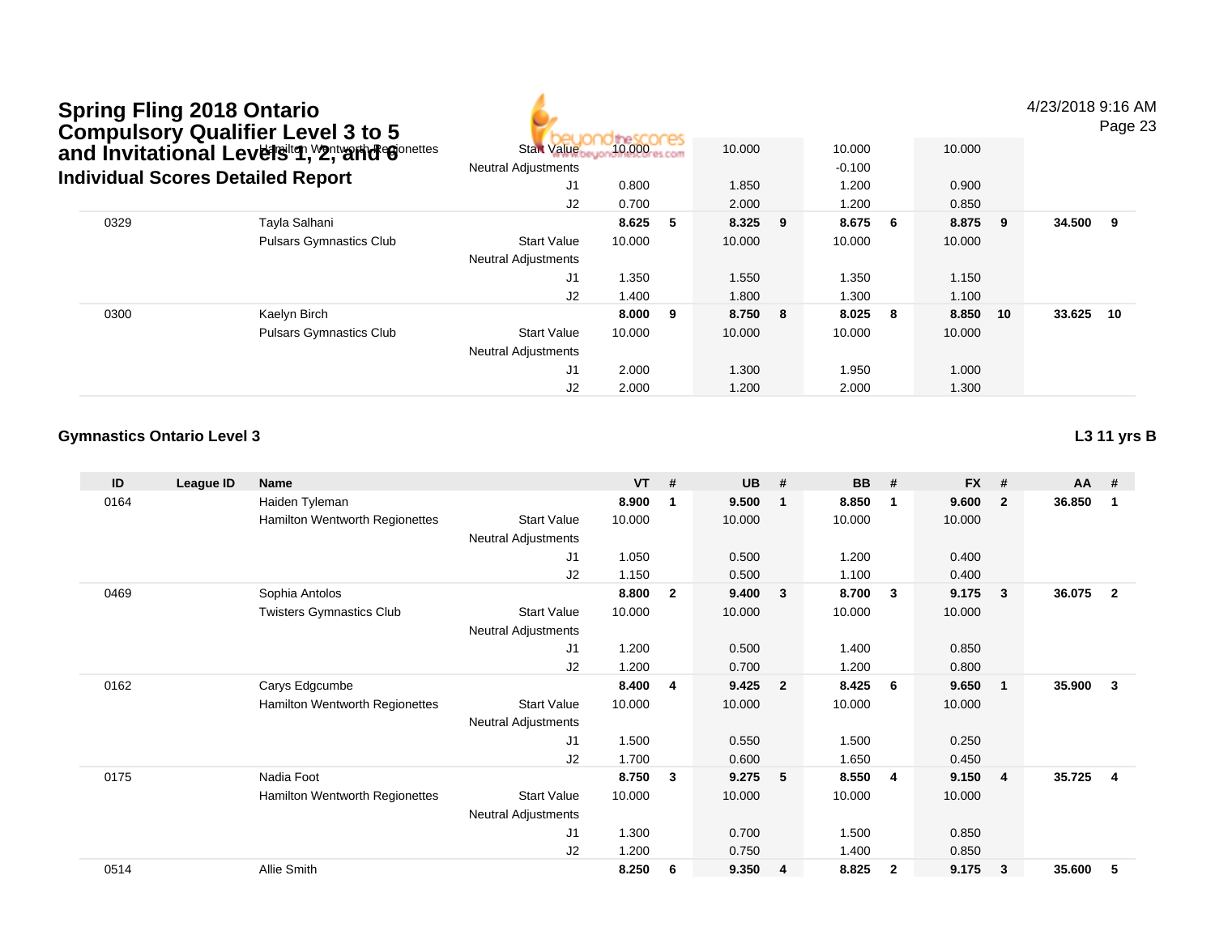# Spring Fling 2018 Ontario Compulsory Qualifier Level 3 to 5 and Invitational Levels 1, 2, and 6

## Individual Scores Detailed Report

4/23/2018 9:16 AM

| ID | League ID | Name | | VT | # | UB | # | BB | # | FX | # | AA | # |
|---|---|---|---|---|---|---|---|---|---|---|---|---|---|
| | | Hamilton Wentworth Regionettes | Start Value | 10.000 | | 10.000 | | 10.000 | | 10.000 | | | |
| | | | Neutral Adjustments | | | | | -0.100 | | | | | |
| | | | J1 | 0.800 | | 1.850 | | 1.200 | | 0.900 | | | |
| | | | J2 | 0.700 | | 2.000 | | 1.200 | | 0.850 | | | |
| 0329 | | Tayla Salhani | | **8.625** | **5** | **8.325** | **9** | **8.675** | **6** | **8.875** | **9** | **34.500** | **9** |
| | | Pulsars Gymnastics Club | Start Value | 10.000 | | 10.000 | | 10.000 | | 10.000 | | | |
| | | | Neutral Adjustments | | | | | | | | | | |
| | | | J1 | 1.350 | | 1.550 | | 1.350 | | 1.150 | | | |
| | | | J2 | 1.400 | | 1.800 | | 1.300 | | 1.100 | | | |
| 0300 | | Kaelyn Birch | | **8.000** | **9** | **8.750** | **8** | **8.025** | **8** | **8.850** | **10** | **33.625** | **10** |
| | | Pulsars Gymnastics Club | Start Value | 10.000 | | 10.000 | | 10.000 | | 10.000 | | | |
| | | | Neutral Adjustments | | | | | | | | | | |
| | | | J1 | 2.000 | | 1.300 | | 1.950 | | 1.000 | | | |
| | | | J2 | 2.000 | | 1.200 | | 2.000 | | 1.300 | | | |

### Gymnastics Ontario Level 3

**L3 11 yrs B**

| ID | League ID | Name | | VT | # | UB | # | BB | # | FX | # | AA | # |
|---|---|---|---|---|---|---|---|---|---|---|---|---|---|
| 0164 | | Haiden Tyleman | | **8.900** | **1** | **9.500** | **1** | **8.850** | **1** | **9.600** | **2** | **36.850** | **1** |
| | | Hamilton Wentworth Regionettes | Start Value | 10.000 | | 10.000 | | 10.000 | | 10.000 | | | |
| | | | Neutral Adjustments | | | | | | | | | | |
| | | | J1 | 1.050 | | 0.500 | | 1.200 | | 0.400 | | | |
| | | | J2 | 1.150 | | 0.500 | | 1.100 | | 0.400 | | | |
| 0469 | | Sophia Antolos | | **8.800** | **2** | **9.400** | **3** | **8.700** | **3** | **9.175** | **3** | **36.075** | **2** |
| | | Twisters Gymnastics Club | Start Value | 10.000 | | 10.000 | | 10.000 | | 10.000 | | | |
| | | | Neutral Adjustments | | | | | | | | | | |
| | | | J1 | 1.200 | | 0.500 | | 1.400 | | 0.850 | | | |
| | | | J2 | 1.200 | | 0.700 | | 1.200 | | 0.800 | | | |
| 0162 | | Carys Edgcumbe | | **8.400** | **4** | **9.425** | **2** | **8.425** | **6** | **9.650** | **1** | **35.900** | **3** |
| | | Hamilton Wentworth Regionettes | Start Value | 10.000 | | 10.000 | | 10.000 | | 10.000 | | | |
| | | | Neutral Adjustments | | | | | | | | | | |
| | | | J1 | 1.500 | | 0.550 | | 1.500 | | 0.250 | | | |
| | | | J2 | 1.700 | | 0.600 | | 1.650 | | 0.450 | | | |
| 0175 | | Nadia Foot | | **8.750** | **3** | **9.275** | **5** | **8.550** | **4** | **9.150** | **4** | **35.725** | **4** |
| | | Hamilton Wentworth Regionettes | Start Value | 10.000 | | 10.000 | | 10.000 | | 10.000 | | | |
| | | | Neutral Adjustments | | | | | | | | | | |
| | | | J1 | 1.300 | | 0.700 | | 1.500 | | 0.850 | | | |
| | | | J2 | 1.200 | | 0.750 | | 1.400 | | 0.850 | | | |
| 0514 | | Allie Smith | | **8.250** | **6** | **9.350** | **4** | **8.825** | **2** | **9.175** | **3** | **35.600** | **5** |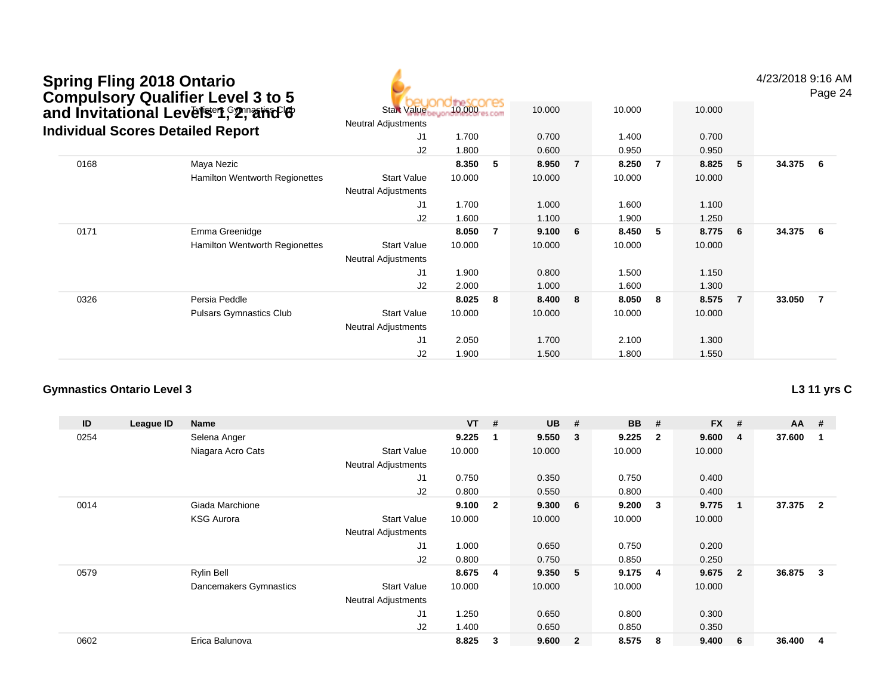# Spring Fling 2018 Ontario Compulsory Qualifier Level 3 to 5 and Invitational Levels 1, 2, and 6

## Individual Scores Detailed Report

| ID | League ID | Name | | VT | # | UB | # | BB | # | FX | # | AA | # |
|---|---|---|---|---|---|---|---|---|---|---|---|---|---|
| | | Twisters Gymnastics Club | Start Value | 10.000 | | 10.000 | | 10.000 | | 10.000 | | | |
| | | | Neutral Adjustments | | | | | | | | | | |
| | | | J1 | 1.700 | | 0.700 | | 1.400 | | 0.700 | | | |
| | | | J2 | 1.800 | | 0.600 | | 0.950 | | 0.950 | | | |
| 0168 | | Maya Nezic | | 8.350 | 5 | 8.950 | 7 | 8.250 | 7 | 8.825 | 5 | 34.375 | 6 |
| | | Hamilton Wentworth Regionettes | Start Value | 10.000 | | 10.000 | | 10.000 | | 10.000 | | | |
| | | | Neutral Adjustments | | | | | | | | | | |
| | | | J1 | 1.700 | | 1.000 | | 1.600 | | 1.100 | | | |
| | | | J2 | 1.600 | | 1.100 | | 1.900 | | 1.250 | | | |
| 0171 | | Emma Greenidge | | 8.050 | 7 | 9.100 | 6 | 8.450 | 5 | 8.775 | 6 | 34.375 | 6 |
| | | Hamilton Wentworth Regionettes | Start Value | 10.000 | | 10.000 | | 10.000 | | 10.000 | | | |
| | | | Neutral Adjustments | | | | | | | | | | |
| | | | J1 | 1.900 | | 0.800 | | 1.500 | | 1.150 | | | |
| | | | J2 | 2.000 | | 1.000 | | 1.600 | | 1.300 | | | |
| 0326 | | Persia Peddle | | 8.025 | 8 | 8.400 | 8 | 8.050 | 8 | 8.575 | 7 | 33.050 | 7 |
| | | Pulsars Gymnastics Club | Start Value | 10.000 | | 10.000 | | 10.000 | | 10.000 | | | |
| | | | Neutral Adjustments | | | | | | | | | | |
| | | | J1 | 2.050 | | 1.700 | | 2.100 | | 1.300 | | | |
| | | | J2 | 1.900 | | 1.500 | | 1.800 | | 1.550 | | | |

### Gymnastics Ontario Level 3

**L3 11 yrs C**

| ID | League ID | Name | | VT | # | UB | # | BB | # | FX | # | AA | # |
|---|---|---|---|---|---|---|---|---|---|---|---|---|---|
| 0254 | | Selena Anger | | 9.225 | 1 | 9.550 | 3 | 9.225 | 2 | 9.600 | 4 | 37.600 | 1 |
| | | Niagara Acro Cats | Start Value | 10.000 | | 10.000 | | 10.000 | | 10.000 | | | |
| | | | Neutral Adjustments | | | | | | | | | | |
| | | | J1 | 0.750 | | 0.350 | | 0.750 | | 0.400 | | | |
| | | | J2 | 0.800 | | 0.550 | | 0.800 | | 0.400 | | | |
| 0014 | | Giada Marchione | | 9.100 | 2 | 9.300 | 6 | 9.200 | 3 | 9.775 | 1 | 37.375 | 2 |
| | | KSG Aurora | Start Value | 10.000 | | 10.000 | | 10.000 | | 10.000 | | | |
| | | | Neutral Adjustments | | | | | | | | | | |
| | | | J1 | 1.000 | | 0.650 | | 0.750 | | 0.200 | | | |
| | | | J2 | 0.800 | | 0.750 | | 0.850 | | 0.250 | | | |
| 0579 | | Rylin Bell | | 8.675 | 4 | 9.350 | 5 | 9.175 | 4 | 9.675 | 2 | 36.875 | 3 |
| | | Dancemakers Gymnastics | Start Value | 10.000 | | 10.000 | | 10.000 | | 10.000 | | | |
| | | | Neutral Adjustments | | | | | | | | | | |
| | | | J1 | 1.250 | | 0.650 | | 0.800 | | 0.300 | | | |
| | | | J2 | 1.400 | | 0.650 | | 0.850 | | 0.350 | | | |
| 0602 | | Erica Balunova | | 8.825 | 3 | 9.600 | 2 | 8.575 | 8 | 9.400 | 6 | 36.400 | 4 |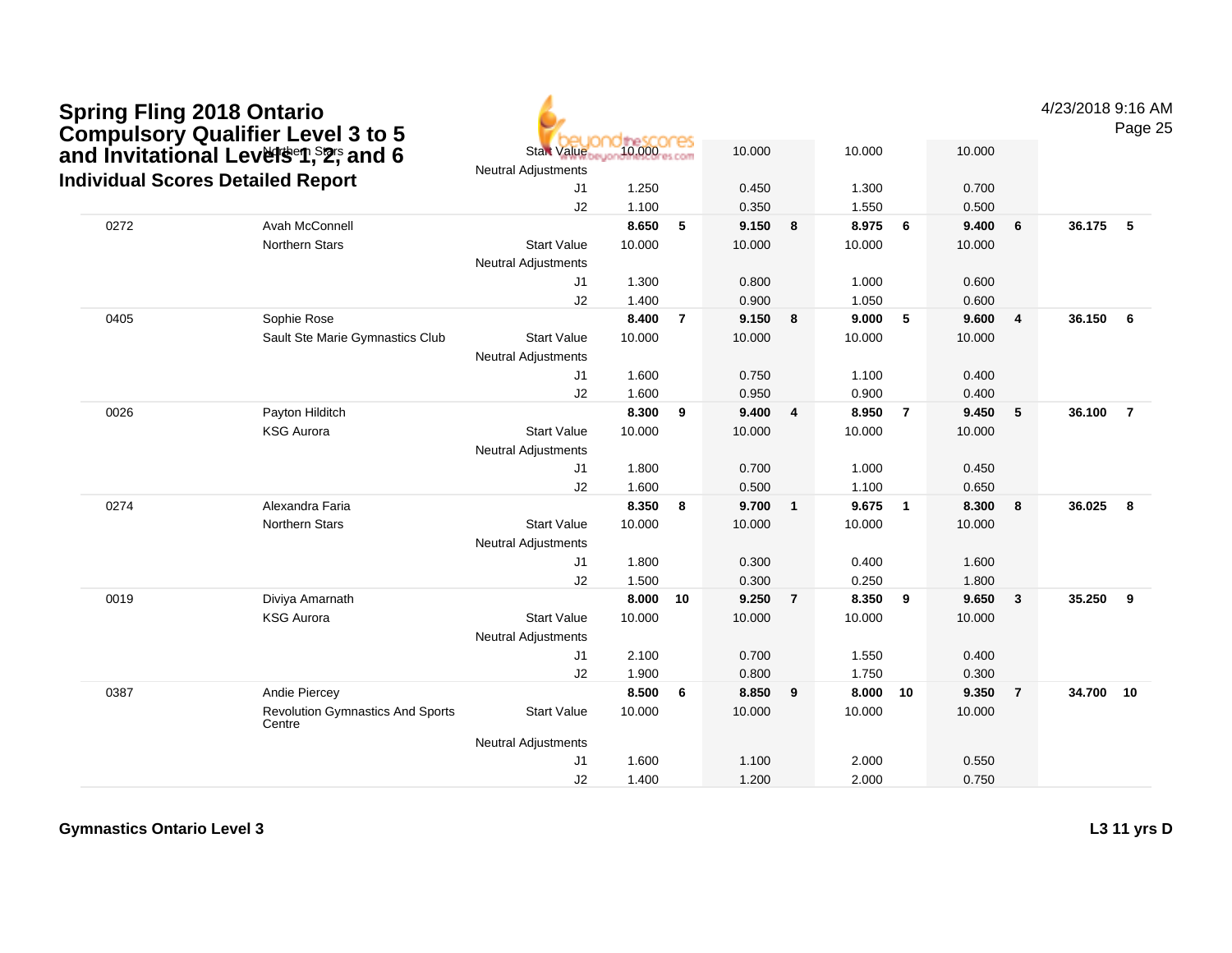# Spring Fling 2018 Ontario Compulsory Qualifier Level 3 to 5 and Invitational Levels 1, 2, and 6

## Individual Scores Detailed Report

| # | Name | | | VT | Rk | UB | Rk | BB | Rk | FX | Rk | AA | Rk |
|---|---|---|---|---|---|---|---|---|---|---|---|---|---|
| | Northern Stars | Start Value | | 10.000 | | 10.000 | | 10.000 | | 10.000 | | | |
| | | Neutral Adjustments | | | | | | | | | | | |
| | | | J1 | 1.250 | | 0.450 | | 1.300 | | 0.700 | | | |
| | | | J2 | 1.100 | | 0.350 | | 1.550 | | 0.500 | | | |
| 0272 | Avah McConnell | | | 8.650 | 5 | 9.150 | 8 | 8.975 | 6 | 9.400 | 6 | 36.175 | 5 |
| | Northern Stars | Start Value | | 10.000 | | 10.000 | | 10.000 | | 10.000 | | | |
| | | Neutral Adjustments | | | | | | | | | | | |
| | | | J1 | 1.300 | | 0.800 | | 1.000 | | 0.600 | | | |
| | | | J2 | 1.400 | | 0.900 | | 1.050 | | 0.600 | | | |
| 0405 | Sophie Rose | | | 8.400 | 7 | 9.150 | 8 | 9.000 | 5 | 9.600 | 4 | 36.150 | 6 |
| | Sault Ste Marie Gymnastics Club | Start Value | | 10.000 | | 10.000 | | 10.000 | | 10.000 | | | |
| | | Neutral Adjustments | | | | | | | | | | | |
| | | | J1 | 1.600 | | 0.750 | | 1.100 | | 0.400 | | | |
| | | | J2 | 1.600 | | 0.950 | | 0.900 | | 0.400 | | | |
| 0026 | Payton Hilditch | | | 8.300 | 9 | 9.400 | 4 | 8.950 | 7 | 9.450 | 5 | 36.100 | 7 |
| | KSG Aurora | Start Value | | 10.000 | | 10.000 | | 10.000 | | 10.000 | | | |
| | | Neutral Adjustments | | | | | | | | | | | |
| | | | J1 | 1.800 | | 0.700 | | 1.000 | | 0.450 | | | |
| | | | J2 | 1.600 | | 0.500 | | 1.100 | | 0.650 | | | |
| 0274 | Alexandra Faria | | | 8.350 | 8 | 9.700 | 1 | 9.675 | 1 | 8.300 | 8 | 36.025 | 8 |
| | Northern Stars | Start Value | | 10.000 | | 10.000 | | 10.000 | | 10.000 | | | |
| | | Neutral Adjustments | | | | | | | | | | | |
| | | | J1 | 1.800 | | 0.300 | | 0.400 | | 1.600 | | | |
| | | | J2 | 1.500 | | 0.300 | | 0.250 | | 1.800 | | | |
| 0019 | Diviya Amarnath | | | 8.000 | 10 | 9.250 | 7 | 8.350 | 9 | 9.650 | 3 | 35.250 | 9 |
| | KSG Aurora | Start Value | | 10.000 | | 10.000 | | 10.000 | | 10.000 | | | |
| | | Neutral Adjustments | | | | | | | | | | | |
| | | | J1 | 2.100 | | 0.700 | | 1.550 | | 0.400 | | | |
| | | | J2 | 1.900 | | 0.800 | | 1.750 | | 0.300 | | | |
| 0387 | Andie Piercey | | | 8.500 | 6 | 8.850 | 9 | 8.000 | 10 | 9.350 | 7 | 34.700 | 10 |
| | Revolution Gymnastics And Sports Centre | Start Value | | 10.000 | | 10.000 | | 10.000 | | 10.000 | | | |
| | | Neutral Adjustments | | | | | | | | | | | |
| | | | J1 | 1.600 | | 1.100 | | 2.000 | | 0.550 | | | |
| | | | J2 | 1.400 | | 1.200 | | 2.000 | | 0.750 | | | |

**Gymnastics Ontario Level 3** **L3 11 yrs D**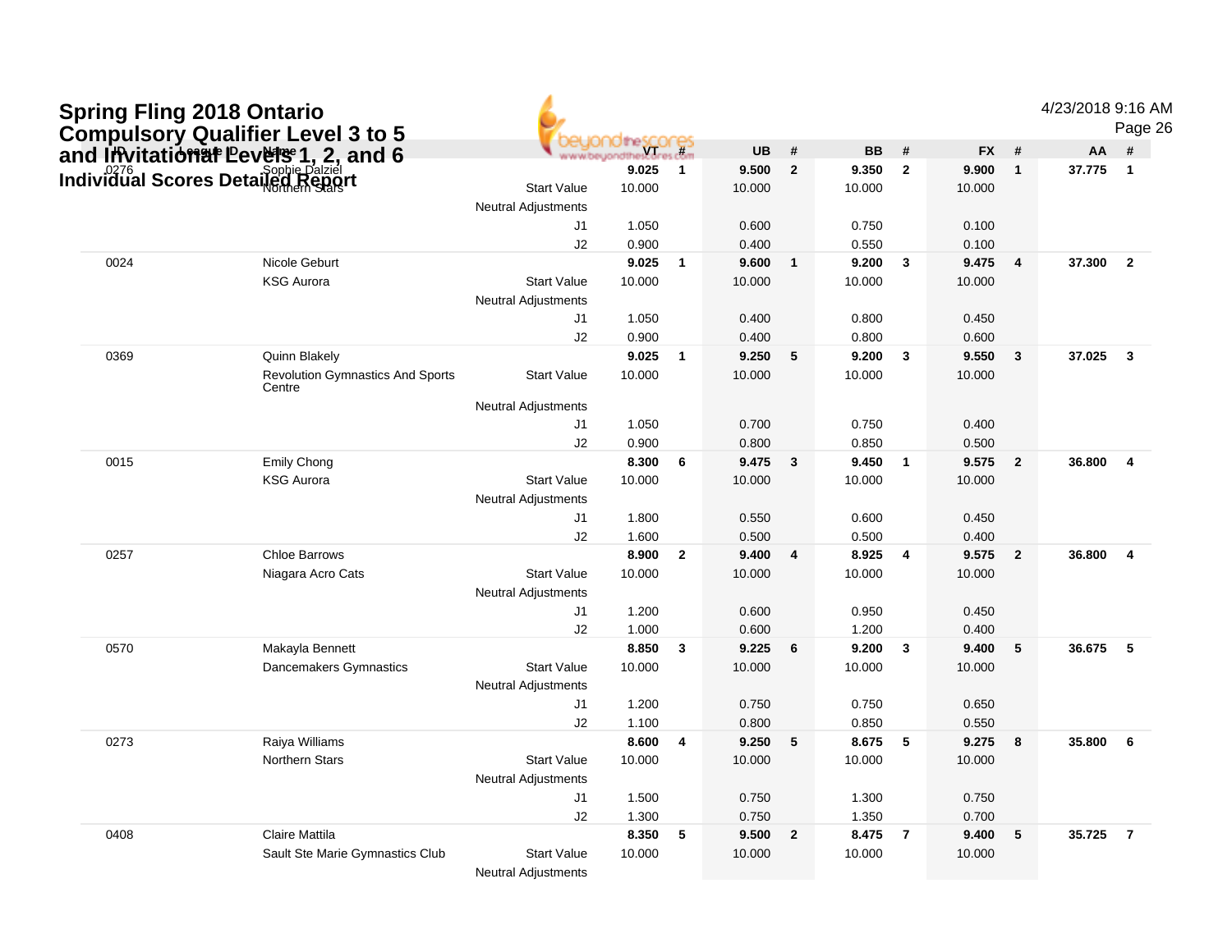# Spring Fling 2018 Ontario Compulsory Qualifier Level 3 to 5 and Invitational Levels 1, 2, and 6

## Individual Scores Detailed Report

4/23/2018 9:16 AM

| ID | League ID | Name | | VT | # | UB | # | BB | # | FX | # | AA | # |
|---|---|---|---|---|---|---|---|---|---|---|---|---|---|
| 0276 | | Sophie Dalziel | | 9.025 | 1 | 9.500 | 2 | 9.350 | 2 | 9.900 | 1 | 37.775 | 1 |
| | | Northern Stars | Start Value | 10.000 | | 10.000 | | 10.000 | | 10.000 | | | |
| | | | Neutral Adjustments | | | | | | | | | | |
| | | | J1 | 1.050 | | 0.600 | | 0.750 | | 0.100 | | | |
| | | | J2 | 0.900 | | 0.400 | | 0.550 | | 0.100 | | | |
| 0024 | | Nicole Geburt | | 9.025 | 1 | 9.600 | 1 | 9.200 | 3 | 9.475 | 4 | 37.300 | 2 |
| | | KSG Aurora | Start Value | 10.000 | | 10.000 | | 10.000 | | 10.000 | | | |
| | | | Neutral Adjustments | | | | | | | | | | |
| | | | J1 | 1.050 | | 0.400 | | 0.800 | | 0.450 | | | |
| | | | J2 | 0.900 | | 0.400 | | 0.800 | | 0.600 | | | |
| 0369 | | Quinn Blakely | | 9.025 | 1 | 9.250 | 5 | 9.200 | 3 | 9.550 | 3 | 37.025 | 3 |
| | | Revolution Gymnastics And Sports Centre | Start Value | 10.000 | | 10.000 | | 10.000 | | 10.000 | | | |
| | | | Neutral Adjustments | | | | | | | | | | |
| | | | J1 | 1.050 | | 0.700 | | 0.750 | | 0.400 | | | |
| | | | J2 | 0.900 | | 0.800 | | 0.850 | | 0.500 | | | |
| 0015 | | Emily Chong | | 8.300 | 6 | 9.475 | 3 | 9.450 | 1 | 9.575 | 2 | 36.800 | 4 |
| | | KSG Aurora | Start Value | 10.000 | | 10.000 | | 10.000 | | 10.000 | | | |
| | | | Neutral Adjustments | | | | | | | | | | |
| | | | J1 | 1.800 | | 0.550 | | 0.600 | | 0.450 | | | |
| | | | J2 | 1.600 | | 0.500 | | 0.500 | | 0.400 | | | |
| 0257 | | Chloe Barrows | | 8.900 | 2 | 9.400 | 4 | 8.925 | 4 | 9.575 | 2 | 36.800 | 4 |
| | | Niagara Acro Cats | Start Value | 10.000 | | 10.000 | | 10.000 | | 10.000 | | | |
| | | | Neutral Adjustments | | | | | | | | | | |
| | | | J1 | 1.200 | | 0.600 | | 0.950 | | 0.450 | | | |
| | | | J2 | 1.000 | | 0.600 | | 1.200 | | 0.400 | | | |
| 0570 | | Makayla Bennett | | 8.850 | 3 | 9.225 | 6 | 9.200 | 3 | 9.400 | 5 | 36.675 | 5 |
| | | Dancemakers Gymnastics | Start Value | 10.000 | | 10.000 | | 10.000 | | 10.000 | | | |
| | | | Neutral Adjustments | | | | | | | | | | |
| | | | J1 | 1.200 | | 0.750 | | 0.750 | | 0.650 | | | |
| | | | J2 | 1.100 | | 0.800 | | 0.850 | | 0.550 | | | |
| 0273 | | Raiya Williams | | 8.600 | 4 | 9.250 | 5 | 8.675 | 5 | 9.275 | 8 | 35.800 | 6 |
| | | Northern Stars | Start Value | 10.000 | | 10.000 | | 10.000 | | 10.000 | | | |
| | | | Neutral Adjustments | | | | | | | | | | |
| | | | J1 | 1.500 | | 0.750 | | 1.300 | | 0.750 | | | |
| | | | J2 | 1.300 | | 0.750 | | 1.350 | | 0.700 | | | |
| 0408 | | Claire Mattila | | 8.350 | 5 | 9.500 | 2 | 8.475 | 7 | 9.400 | 5 | 35.725 | 7 |
| | | Sault Ste Marie Gymnastics Club | Start Value | 10.000 | | 10.000 | | 10.000 | | 10.000 | | | |
| | | | Neutral Adjustments | | | | | | | | | | |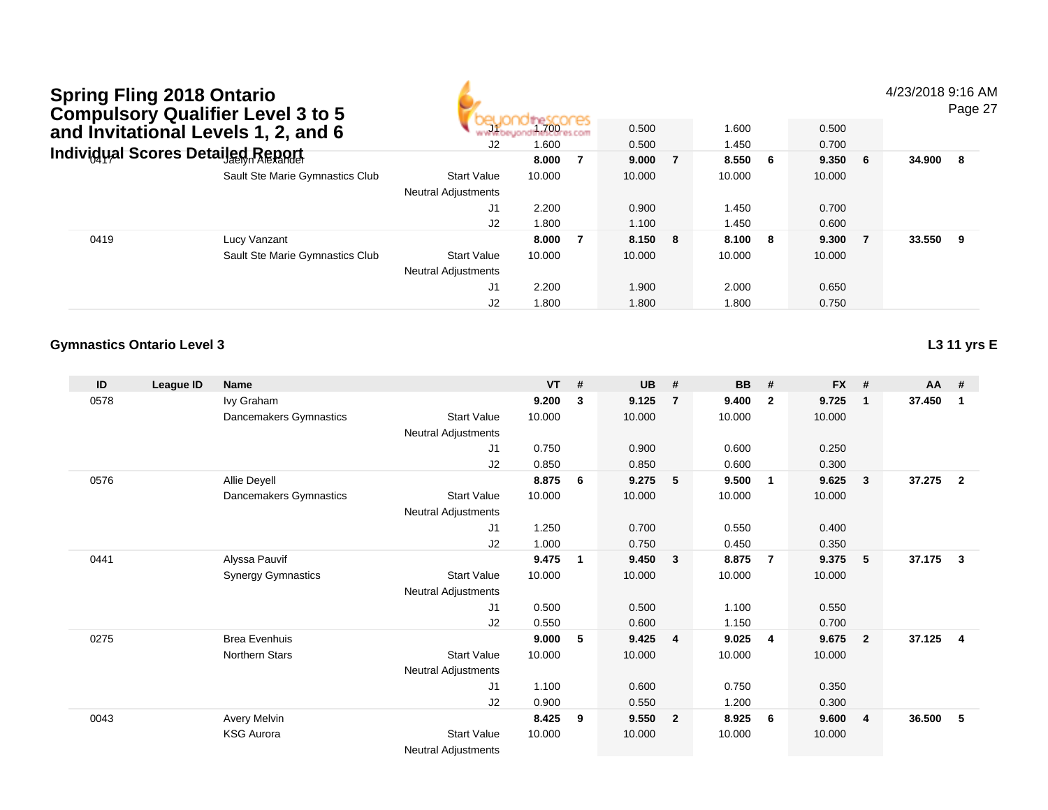# Spring Fling 2018 Ontario Compulsory Qualifier Level 3 to 5 and Invitational Levels 1, 2, and 6

## Individual Scores Detailed Report

4/23/2018 9:16 AM

| ID | League ID | Name | | VT | # | UB | # | BB | # | FX | # | AA | # |
|---|---|---|---|---|---|---|---|---|---|---|---|---|---|
| | | | J1 | 1.700 | | 0.500 | | 1.600 | | 0.500 | | | |
| | | | J2 | 1.600 | | 0.500 | | 1.450 | | 0.700 | | | |
| 0417 | | Jaelyn Alexander | | **8.000** | **7** | **9.000** | **7** | **8.550** | **6** | **9.350** | **6** | **34.900** | **8** |
| | | Sault Ste Marie Gymnastics Club | Start Value | 10.000 | | 10.000 | | 10.000 | | 10.000 | | | |
| | | | Neutral Adjustments | | | | | | | | | | |
| | | | J1 | 2.200 | | 0.900 | | 1.450 | | 0.700 | | | |
| | | | J2 | 1.800 | | 1.100 | | 1.450 | | 0.600 | | | |
| 0419 | | Lucy Vanzant | | **8.000** | **7** | **8.150** | **8** | **8.100** | **8** | **9.300** | **7** | **33.550** | **9** |
| | | Sault Ste Marie Gymnastics Club | Start Value | 10.000 | | 10.000 | | 10.000 | | 10.000 | | | |
| | | | Neutral Adjustments | | | | | | | | | | |
| | | | J1 | 2.200 | | 1.900 | | 2.000 | | 0.650 | | | |
| | | | J2 | 1.800 | | 1.800 | | 1.800 | | 0.750 | | | |

### Gymnastics Ontario Level 3

**L3 11 yrs E**

| ID | League ID | Name | | VT | # | UB | # | BB | # | FX | # | AA | # |
|---|---|---|---|---|---|---|---|---|---|---|---|---|---|
| 0578 | | Ivy Graham | | **9.200** | **3** | **9.125** | **7** | **9.400** | **2** | **9.725** | **1** | **37.450** | **1** |
| | | Dancemakers Gymnastics | Start Value | 10.000 | | 10.000 | | 10.000 | | 10.000 | | | |
| | | | Neutral Adjustments | | | | | | | | | | |
| | | | J1 | 0.750 | | 0.900 | | 0.600 | | 0.250 | | | |
| | | | J2 | 0.850 | | 0.850 | | 0.600 | | 0.300 | | | |
| 0576 | | Allie Deyell | | **8.875** | **6** | **9.275** | **5** | **9.500** | **1** | **9.625** | **3** | **37.275** | **2** |
| | | Dancemakers Gymnastics | Start Value | 10.000 | | 10.000 | | 10.000 | | 10.000 | | | |
| | | | Neutral Adjustments | | | | | | | | | | |
| | | | J1 | 1.250 | | 0.700 | | 0.550 | | 0.400 | | | |
| | | | J2 | 1.000 | | 0.750 | | 0.450 | | 0.350 | | | |
| 0441 | | Alyssa Pauvif | | **9.475** | **1** | **9.450** | **3** | **8.875** | **7** | **9.375** | **5** | **37.175** | **3** |
| | | Synergy Gymnastics | Start Value | 10.000 | | 10.000 | | 10.000 | | 10.000 | | | |
| | | | Neutral Adjustments | | | | | | | | | | |
| | | | J1 | 0.500 | | 0.500 | | 1.100 | | 0.550 | | | |
| | | | J2 | 0.550 | | 0.600 | | 1.150 | | 0.700 | | | |
| 0275 | | Brea Evenhuis | | **9.000** | **5** | **9.425** | **4** | **9.025** | **4** | **9.675** | **2** | **37.125** | **4** |
| | | Northern Stars | Start Value | 10.000 | | 10.000 | | 10.000 | | 10.000 | | | |
| | | | Neutral Adjustments | | | | | | | | | | |
| | | | J1 | 1.100 | | 0.600 | | 0.750 | | 0.350 | | | |
| | | | J2 | 0.900 | | 0.550 | | 1.200 | | 0.300 | | | |
| 0043 | | Avery Melvin | | **8.425** | **9** | **9.550** | **2** | **8.925** | **6** | **9.600** | **4** | **36.500** | **5** |
| | | KSG Aurora | Start Value | 10.000 | | 10.000 | | 10.000 | | 10.000 | | | |
| | | | Neutral Adjustments | | | | | | | | | | |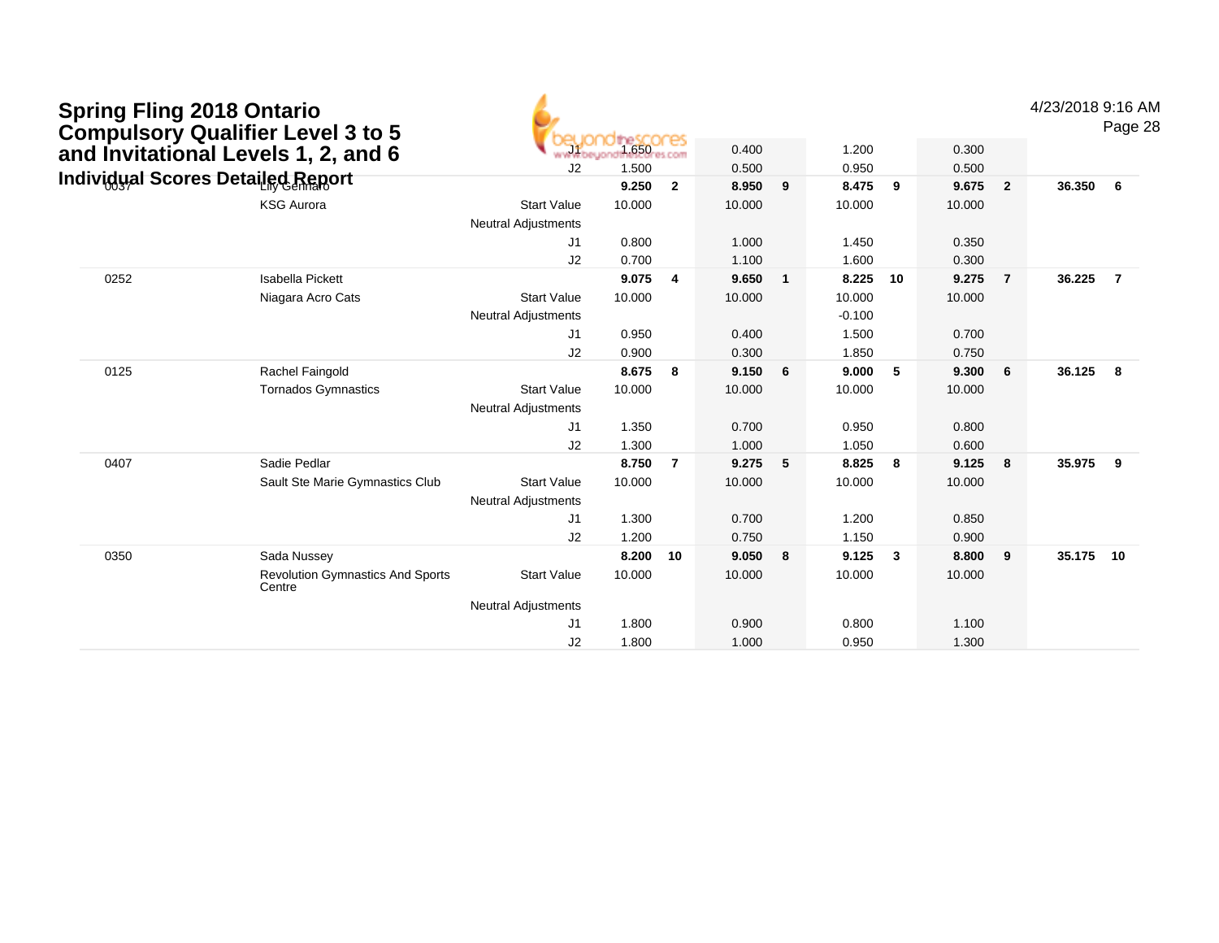# Spring Fling 2018 Ontario Compulsory Qualifier Level 3 to 5 and Invitational Levels 1, 2, and 6

## Individual Scores Detailed Report

4/23/2018 9:16 AM

| | | | | | | | | | | | | |
|---|---|---|---|---|---|---|---|---|---|---|---|---|
| | | J1 | 1.650 | | 0.400 | | 1.200 | | 0.300 | | | |
| | | J2 | 1.500 | | 0.500 | | 0.950 | | 0.500 | | | |
| 0037 | Lily Gennaro | | **9.250** | **2** | **8.950** | **9** | **8.475** | **9** | **9.675** | **2** | **36.350** | **6** |
| | KSG Aurora | Start Value | 10.000 | | 10.000 | | 10.000 | | 10.000 | | | |
| | | Neutral Adjustments | | | | | | | | | | |
| | | J1 | 0.800 | | 1.000 | | 1.450 | | 0.350 | | | |
| | | J2 | 0.700 | | 1.100 | | 1.600 | | 0.300 | | | |
| 0252 | Isabella Pickett | | **9.075** | **4** | **9.650** | **1** | **8.225** | **10** | **9.275** | **7** | **36.225** | **7** |
| | Niagara Acro Cats | Start Value | 10.000 | | 10.000 | | 10.000 | | 10.000 | | | |
| | | Neutral Adjustments | | | | | -0.100 | | | | | |
| | | J1 | 0.950 | | 0.400 | | 1.500 | | 0.700 | | | |
| | | J2 | 0.900 | | 0.300 | | 1.850 | | 0.750 | | | |
| 0125 | Rachel Faingold | | **8.675** | **8** | **9.150** | **6** | **9.000** | **5** | **9.300** | **6** | **36.125** | **8** |
| | Tornados Gymnastics | Start Value | 10.000 | | 10.000 | | 10.000 | | 10.000 | | | |
| | | Neutral Adjustments | | | | | | | | | | |
| | | J1 | 1.350 | | 0.700 | | 0.950 | | 0.800 | | | |
| | | J2 | 1.300 | | 1.000 | | 1.050 | | 0.600 | | | |
| 0407 | Sadie Pedlar | | **8.750** | **7** | **9.275** | **5** | **8.825** | **8** | **9.125** | **8** | **35.975** | **9** |
| | Sault Ste Marie Gymnastics Club | Start Value | 10.000 | | 10.000 | | 10.000 | | 10.000 | | | |
| | | Neutral Adjustments | | | | | | | | | | |
| | | J1 | 1.300 | | 0.700 | | 1.200 | | 0.850 | | | |
| | | J2 | 1.200 | | 0.750 | | 1.150 | | 0.900 | | | |
| 0350 | Sada Nussey | | **8.200** | **10** | **9.050** | **8** | **9.125** | **3** | **8.800** | **9** | **35.175** | **10** |
| | Revolution Gymnastics And Sports Centre | Start Value | 10.000 | | 10.000 | | 10.000 | | 10.000 | | | |
| | | Neutral Adjustments | | | | | | | | | | |
| | | J1 | 1.800 | | 0.900 | | 0.800 | | 1.100 | | | |
| | | J2 | 1.800 | | 1.000 | | 0.950 | | 1.300 | | | |